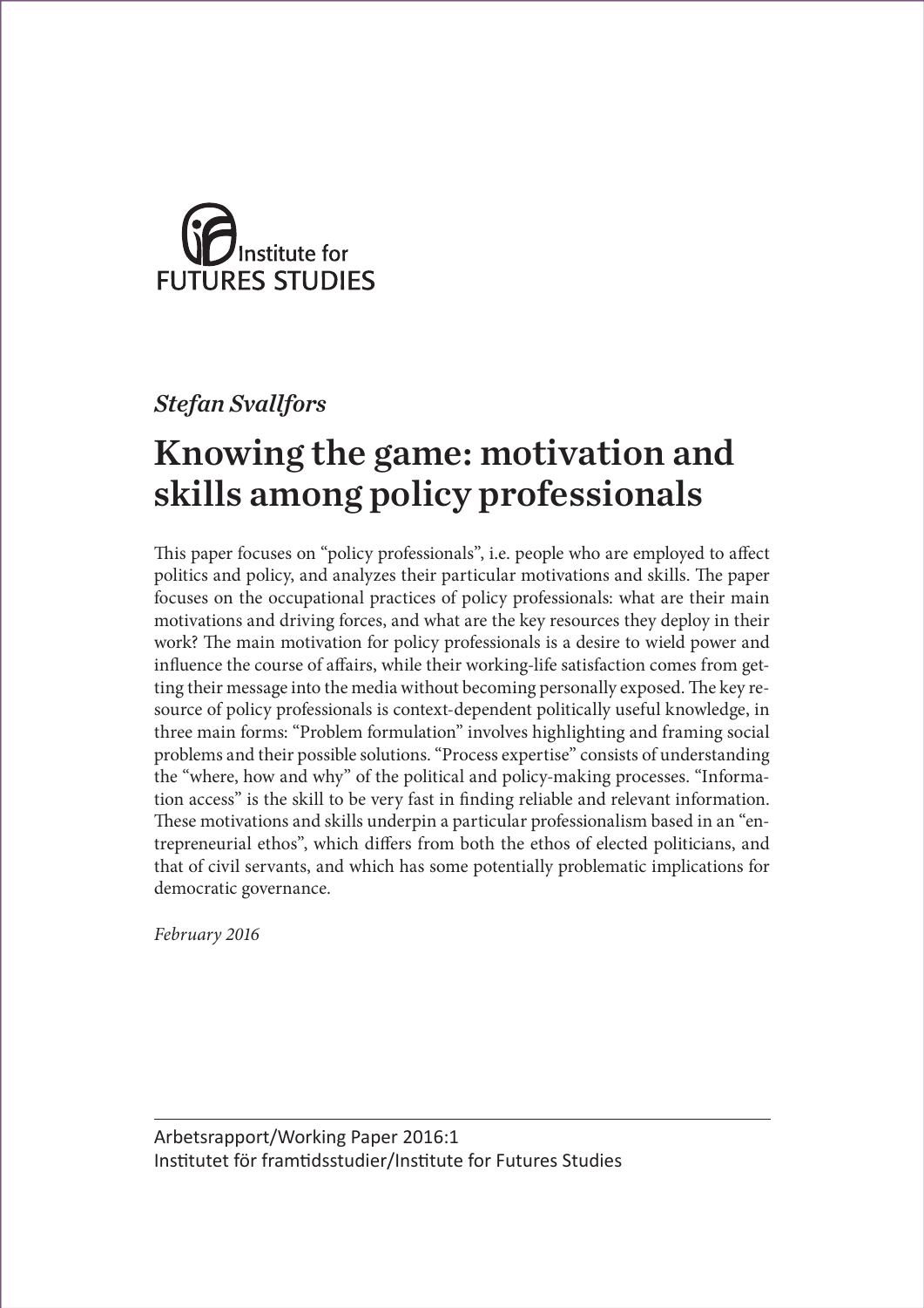Institute for
FUTURES STUDIES

*Stefan Svallfors*

# Knowing the game: motivation and skills among policy professionals

This paper focuses on "policy professionals", i.e. people who are employed to affect politics and policy, and analyzes their particular motivations and skills. The paper focuses on the occupational practices of policy professionals: what are their main motivations and driving forces, and what are the key resources they deploy in their work? The main motivation for policy professionals is a desire to wield power and influence the course of affairs, while their working-life satisfaction comes from getting their message into the media without becoming personally exposed. The key resource of policy professionals is context-dependent politically useful knowledge, in three main forms: "Problem formulation" involves highlighting and framing social problems and their possible solutions. "Process expertise" consists of understanding the "where, how and why" of the political and policy-making processes. "Information access" is the skill to be very fast in finding reliable and relevant information. These motivations and skills underpin a particular professionalism based in an "entrepreneurial ethos", which differs from both the ethos of elected politicians, and that of civil servants, and which has some potentially problematic implications for democratic governance.

*February 2016*

Arbetsrapport/Working Paper 2016:1
Institutet för framtidsstudier/Institute for Futures Studies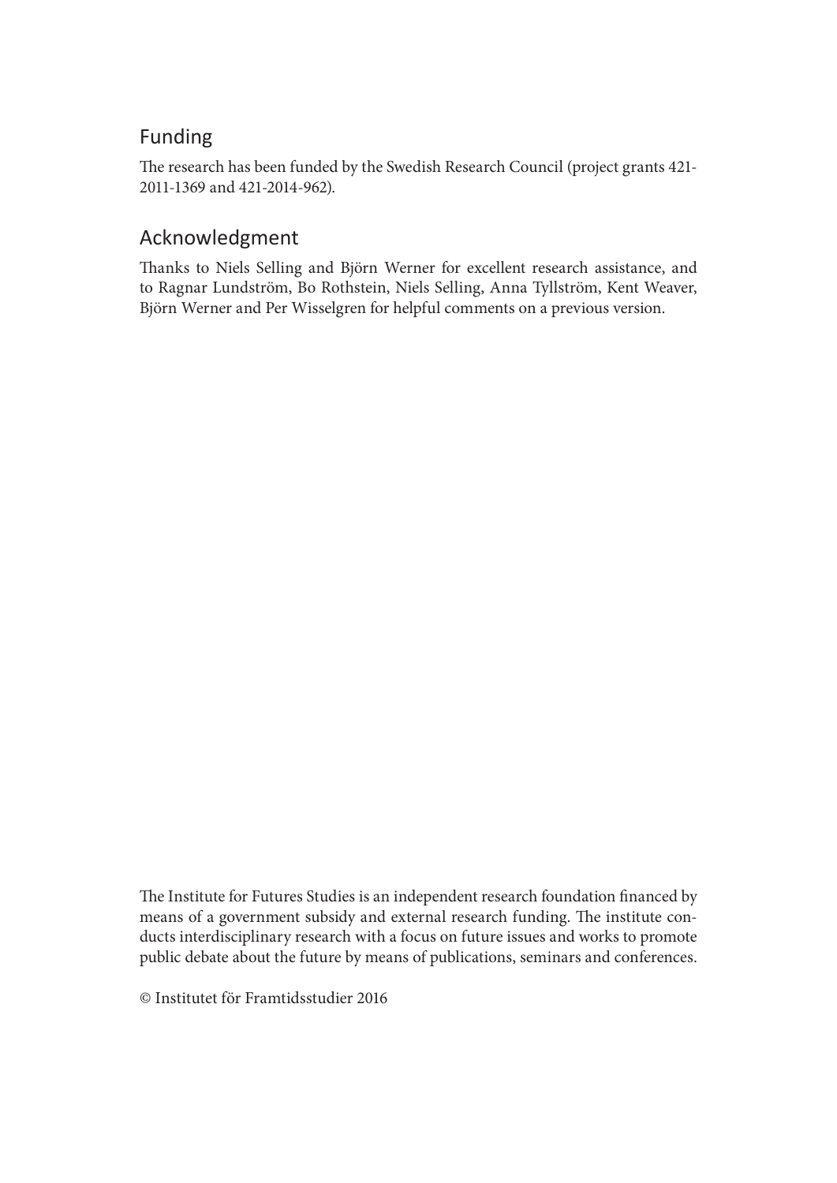## Funding

The research has been funded by the Swedish Research Council (project grants 421-2011-1369 and 421-2014-962).

## Acknowledgment

Thanks to Niels Selling and Björn Werner for excellent research assistance, and to Ragnar Lundström, Bo Rothstein, Niels Selling, Anna Tyllström, Kent Weaver, Björn Werner and Per Wisselgren for helpful comments on a previous version.

The Institute for Futures Studies is an independent research foundation financed by means of a government subsidy and external research funding. The institute conducts interdisciplinary research with a focus on future issues and works to promote public debate about the future by means of publications, seminars and conferences.

© Institutet för Framtidsstudier 2016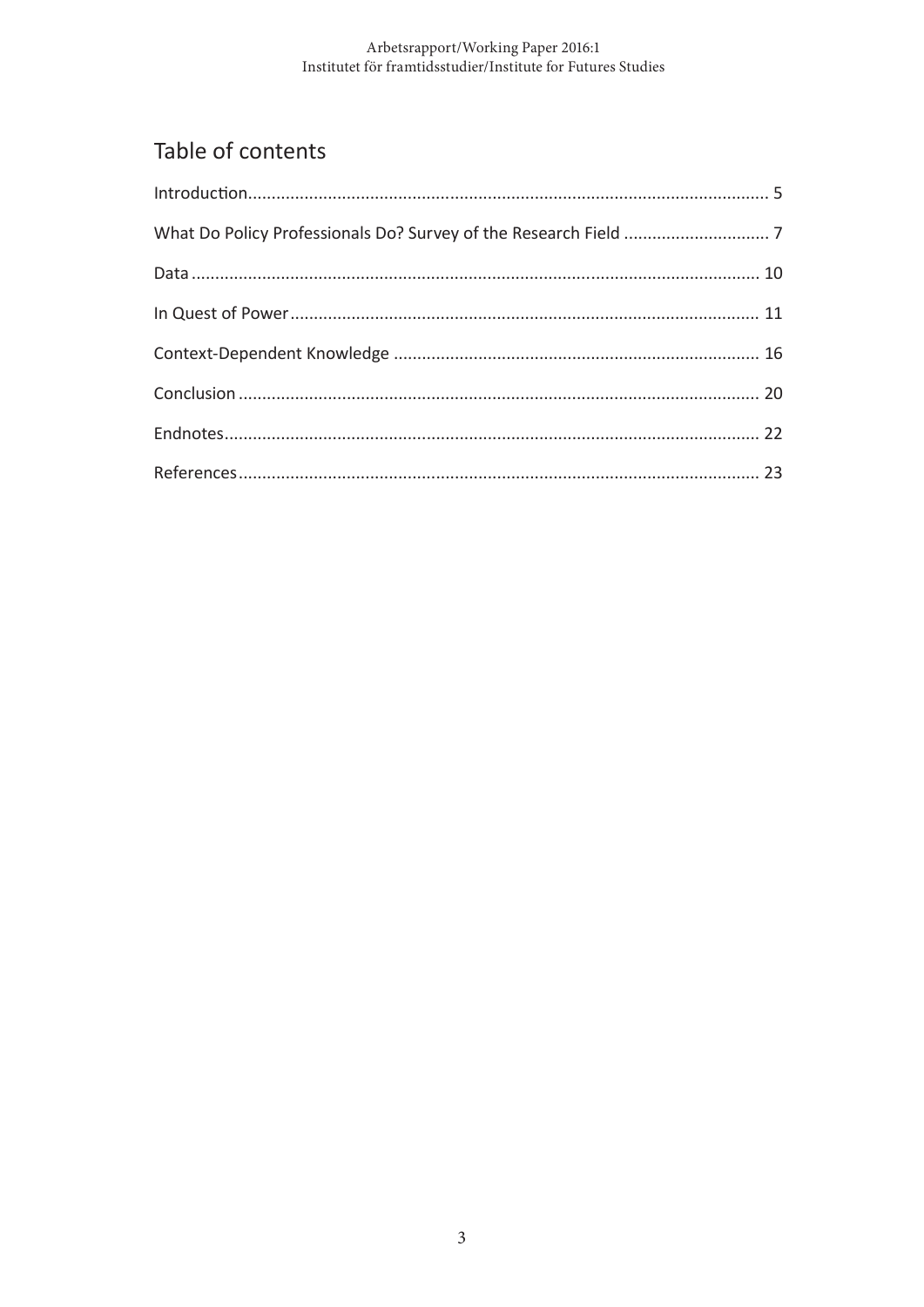## Table of contents

Introduction ... 5

What Do Policy Professionals Do? Survey of the Research Field ... 7

Data ... 10

In Quest of Power ... 11

Context-Dependent Knowledge ... 16

Conclusion ... 20

Endnotes ... 22

References ... 23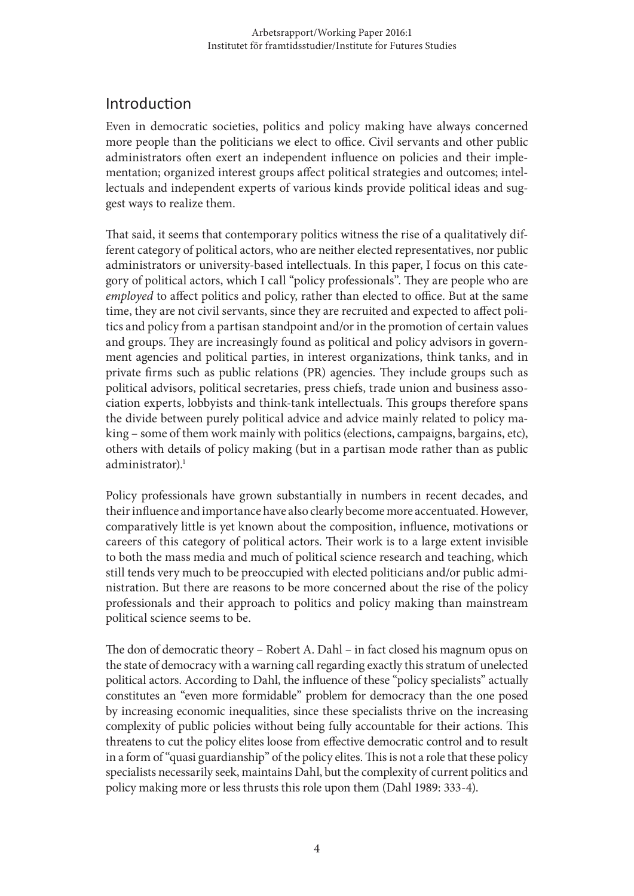## Introduction

Even in democratic societies, politics and policy making have always concerned more people than the politicians we elect to office. Civil servants and other public administrators often exert an independent influence on policies and their implementation; organized interest groups affect political strategies and outcomes; intellectuals and independent experts of various kinds provide political ideas and suggest ways to realize them.

That said, it seems that contemporary politics witness the rise of a qualitatively different category of political actors, who are neither elected representatives, nor public administrators or university-based intellectuals. In this paper, I focus on this category of political actors, which I call "policy professionals". They are people who are *employed* to affect politics and policy, rather than elected to office. But at the same time, they are not civil servants, since they are recruited and expected to affect politics and policy from a partisan standpoint and/or in the promotion of certain values and groups. They are increasingly found as political and policy advisors in government agencies and political parties, in interest organizations, think tanks, and in private firms such as public relations (PR) agencies. They include groups such as political advisors, political secretaries, press chiefs, trade union and business association experts, lobbyists and think-tank intellectuals. This groups therefore spans the divide between purely political advice and advice mainly related to policy making – some of them work mainly with politics (elections, campaigns, bargains, etc), others with details of policy making (but in a partisan mode rather than as public administrator).[1]

Policy professionals have grown substantially in numbers in recent decades, and their influence and importance have also clearly become more accentuated. However, comparatively little is yet known about the composition, influence, motivations or careers of this category of political actors. Their work is to a large extent invisible to both the mass media and much of political science research and teaching, which still tends very much to be preoccupied with elected politicians and/or public administration. But there are reasons to be more concerned about the rise of the policy professionals and their approach to politics and policy making than mainstream political science seems to be.

The don of democratic theory – Robert A. Dahl – in fact closed his magnum opus on the state of democracy with a warning call regarding exactly this stratum of unelected political actors. According to Dahl, the influence of these "policy specialists" actually constitutes an "even more formidable" problem for democracy than the one posed by increasing economic inequalities, since these specialists thrive on the increasing complexity of public policies without being fully accountable for their actions. This threatens to cut the policy elites loose from effective democratic control and to result in a form of "quasi guardianship" of the policy elites. This is not a role that these policy specialists necessarily seek, maintains Dahl, but the complexity of current politics and policy making more or less thrusts this role upon them (Dahl 1989: 333-4).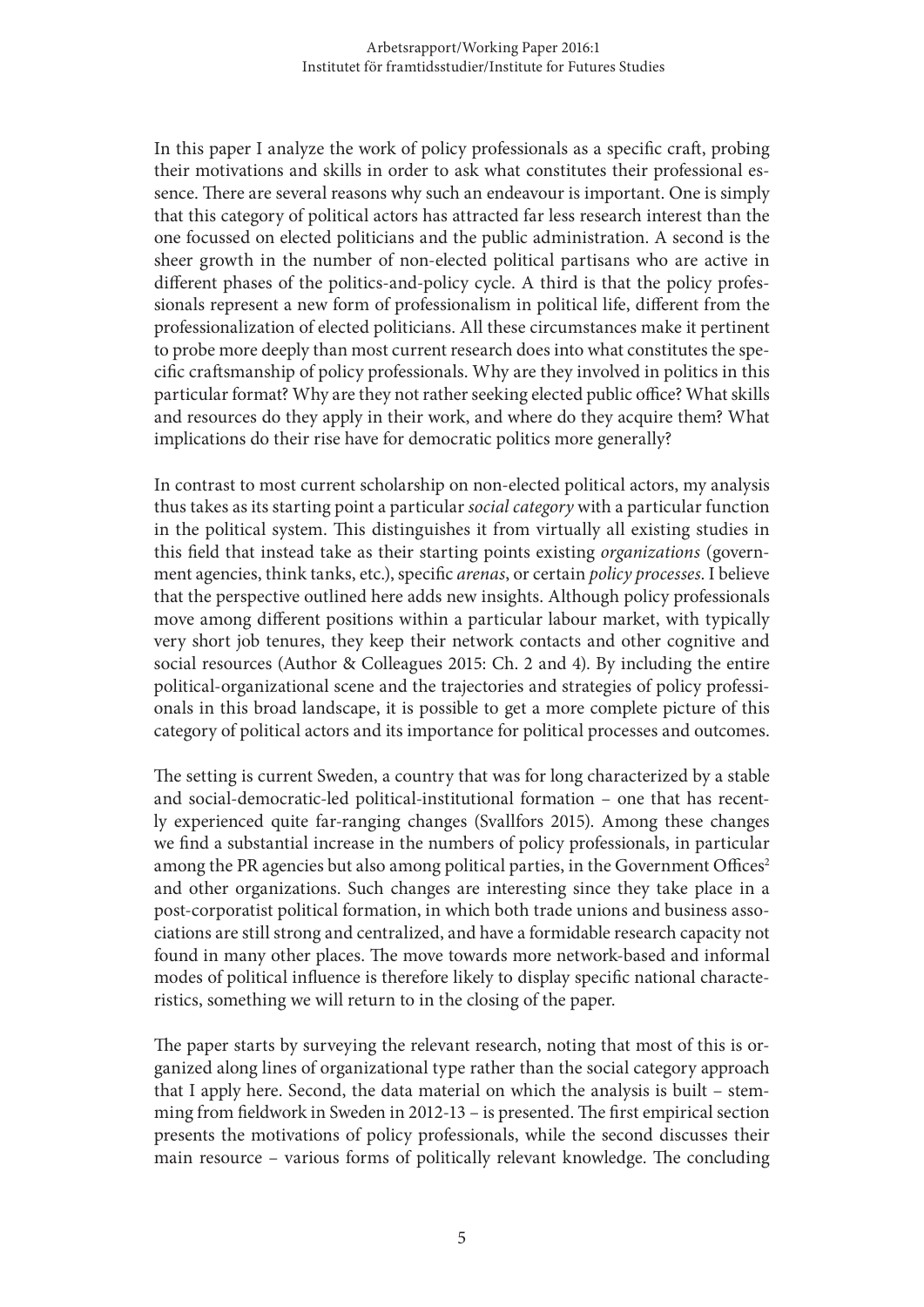In this paper I analyze the work of policy professionals as a specific craft, probing their motivations and skills in order to ask what constitutes their professional essence. There are several reasons why such an endeavour is important. One is simply that this category of political actors has attracted far less research interest than the one focussed on elected politicians and the public administration. A second is the sheer growth in the number of non-elected political partisans who are active in different phases of the politics-and-policy cycle. A third is that the policy professionals represent a new form of professionalism in political life, different from the professionalization of elected politicians. All these circumstances make it pertinent to probe more deeply than most current research does into what constitutes the specific craftsmanship of policy professionals. Why are they involved in politics in this particular format? Why are they not rather seeking elected public office? What skills and resources do they apply in their work, and where do they acquire them? What implications do their rise have for democratic politics more generally?

In contrast to most current scholarship on non-elected political actors, my analysis thus takes as its starting point a particular *social category* with a particular function in the political system. This distinguishes it from virtually all existing studies in this field that instead take as their starting points existing *organizations* (government agencies, think tanks, etc.), specific *arenas*, or certain *policy processes*. I believe that the perspective outlined here adds new insights. Although policy professionals move among different positions within a particular labour market, with typically very short job tenures, they keep their network contacts and other cognitive and social resources (Author & Colleagues 2015: Ch. 2 and 4). By including the entire political-organizational scene and the trajectories and strategies of policy professionals in this broad landscape, it is possible to get a more complete picture of this category of political actors and its importance for political processes and outcomes.

The setting is current Sweden, a country that was for long characterized by a stable and social-democratic-led political-institutional formation – one that has recently experienced quite far-ranging changes (Svallfors 2015). Among these changes we find a substantial increase in the numbers of policy professionals, in particular among the PR agencies but also among political parties, in the Government Offices[2] and other organizations. Such changes are interesting since they take place in a post-corporatist political formation, in which both trade unions and business associations are still strong and centralized, and have a formidable research capacity not found in many other places. The move towards more network-based and informal modes of political influence is therefore likely to display specific national characteristics, something we will return to in the closing of the paper.

The paper starts by surveying the relevant research, noting that most of this is organized along lines of organizational type rather than the social category approach that I apply here. Second, the data material on which the analysis is built – stemming from fieldwork in Sweden in 2012-13 – is presented. The first empirical section presents the motivations of policy professionals, while the second discusses their main resource – various forms of politically relevant knowledge. The concluding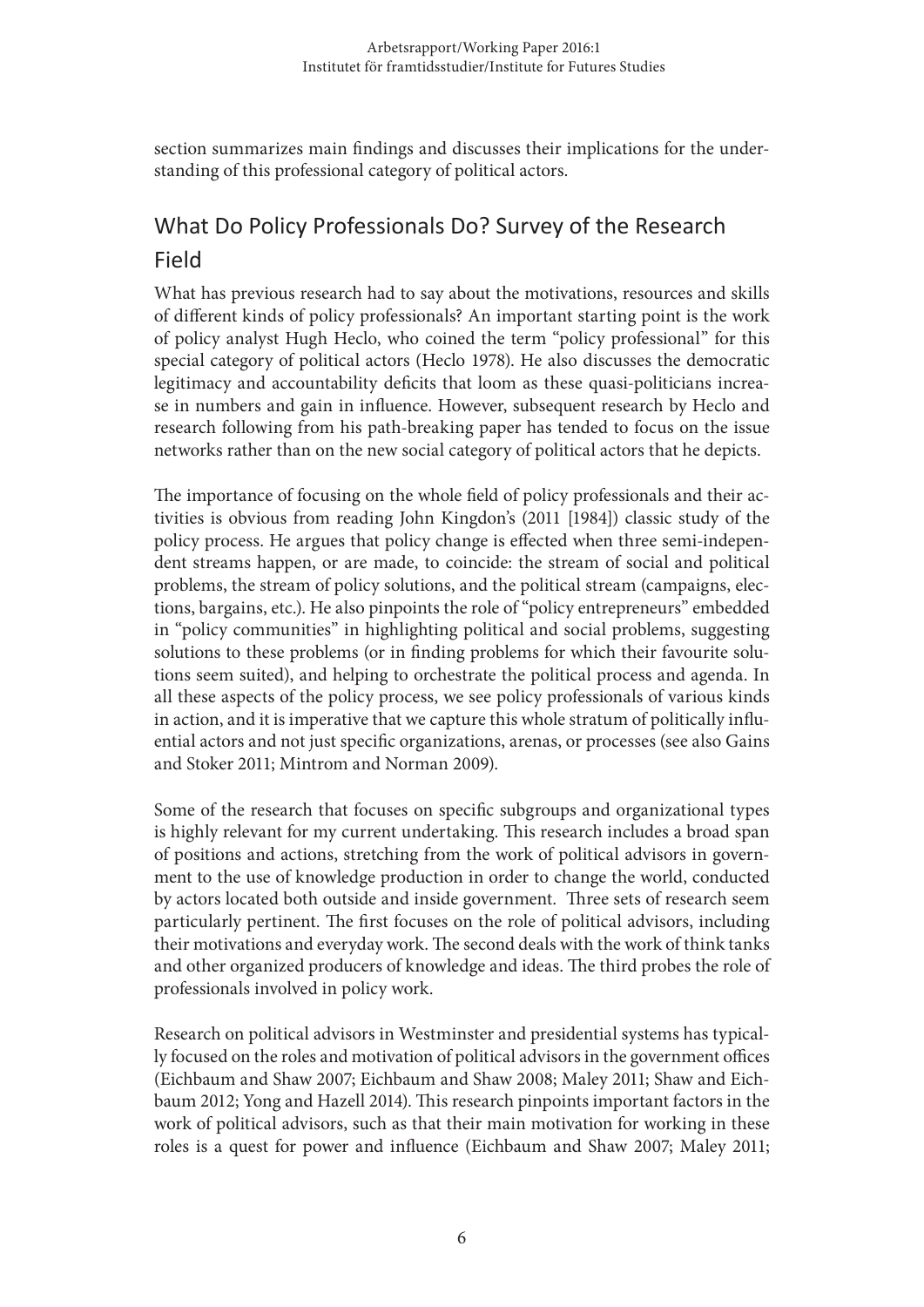section summarizes main findings and discusses their implications for the understanding of this professional category of political actors.

## What Do Policy Professionals Do? Survey of the Research Field

What has previous research had to say about the motivations, resources and skills of different kinds of policy professionals? An important starting point is the work of policy analyst Hugh Heclo, who coined the term "policy professional" for this special category of political actors (Heclo 1978). He also discusses the democratic legitimacy and accountability deficits that loom as these quasi-politicians increase in numbers and gain in influence. However, subsequent research by Heclo and research following from his path-breaking paper has tended to focus on the issue networks rather than on the new social category of political actors that he depicts.

The importance of focusing on the whole field of policy professionals and their activities is obvious from reading John Kingdon's (2011 [1984]) classic study of the policy process. He argues that policy change is effected when three semi-independent streams happen, or are made, to coincide: the stream of social and political problems, the stream of policy solutions, and the political stream (campaigns, elections, bargains, etc.). He also pinpoints the role of "policy entrepreneurs" embedded in "policy communities" in highlighting political and social problems, suggesting solutions to these problems (or in finding problems for which their favourite solutions seem suited), and helping to orchestrate the political process and agenda. In all these aspects of the policy process, we see policy professionals of various kinds in action, and it is imperative that we capture this whole stratum of politically influential actors and not just specific organizations, arenas, or processes (see also Gains and Stoker 2011; Mintrom and Norman 2009).

Some of the research that focuses on specific subgroups and organizational types is highly relevant for my current undertaking. This research includes a broad span of positions and actions, stretching from the work of political advisors in government to the use of knowledge production in order to change the world, conducted by actors located both outside and inside government. Three sets of research seem particularly pertinent. The first focuses on the role of political advisors, including their motivations and everyday work. The second deals with the work of think tanks and other organized producers of knowledge and ideas. The third probes the role of professionals involved in policy work.

Research on political advisors in Westminster and presidential systems has typically focused on the roles and motivation of political advisors in the government offices (Eichbaum and Shaw 2007; Eichbaum and Shaw 2008; Maley 2011; Shaw and Eichbaum 2012; Yong and Hazell 2014). This research pinpoints important factors in the work of political advisors, such as that their main motivation for working in these roles is a quest for power and influence (Eichbaum and Shaw 2007; Maley 2011;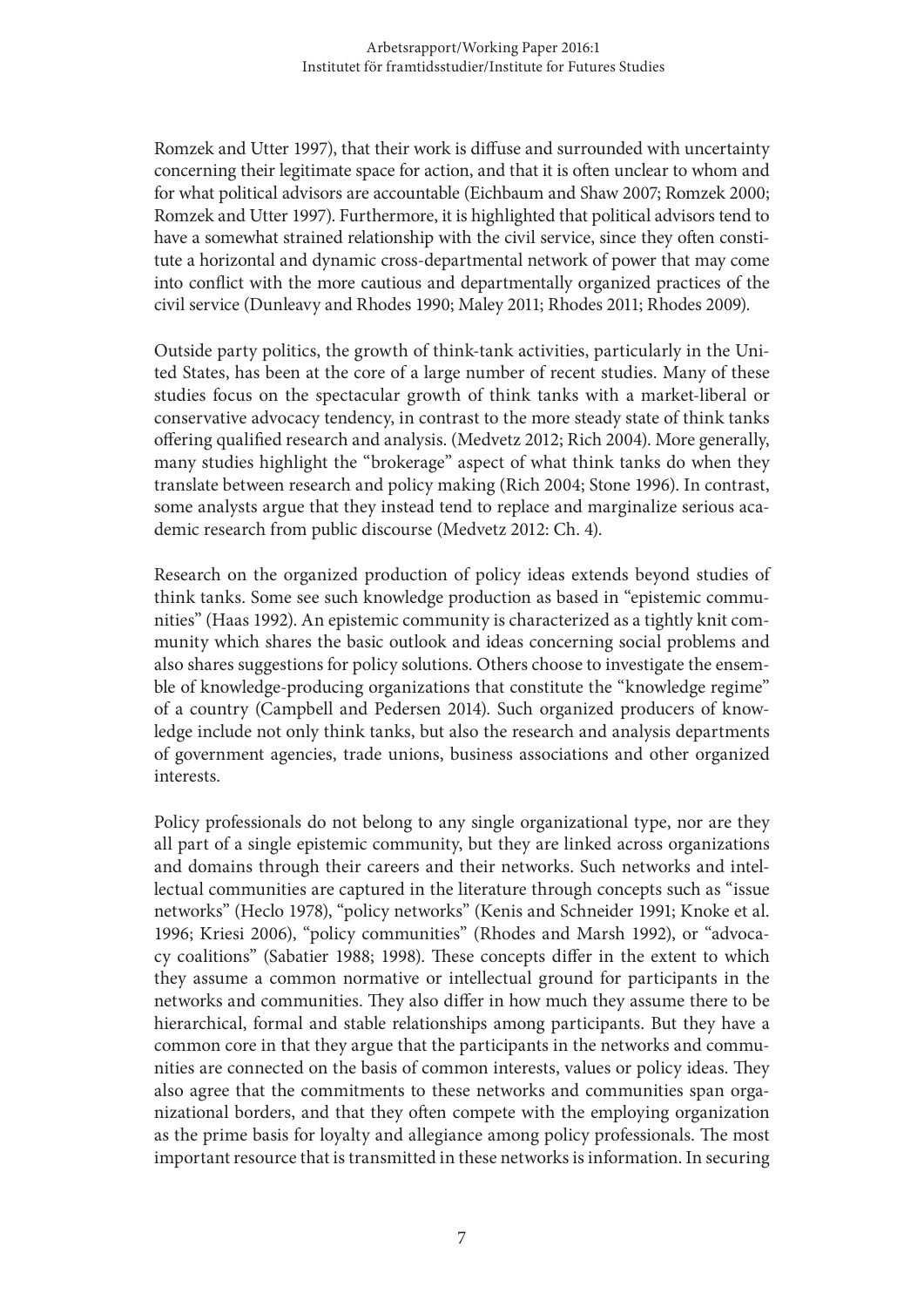Romzek and Utter 1997), that their work is diffuse and surrounded with uncertainty concerning their legitimate space for action, and that it is often unclear to whom and for what political advisors are accountable (Eichbaum and Shaw 2007; Romzek 2000; Romzek and Utter 1997). Furthermore, it is highlighted that political advisors tend to have a somewhat strained relationship with the civil service, since they often constitute a horizontal and dynamic cross-departmental network of power that may come into conflict with the more cautious and departmentally organized practices of the civil service (Dunleavy and Rhodes 1990; Maley 2011; Rhodes 2011; Rhodes 2009).

Outside party politics, the growth of think-tank activities, particularly in the United States, has been at the core of a large number of recent studies. Many of these studies focus on the spectacular growth of think tanks with a market-liberal or conservative advocacy tendency, in contrast to the more steady state of think tanks offering qualified research and analysis. (Medvetz 2012; Rich 2004). More generally, many studies highlight the "brokerage" aspect of what think tanks do when they translate between research and policy making (Rich 2004; Stone 1996). In contrast, some analysts argue that they instead tend to replace and marginalize serious academic research from public discourse (Medvetz 2012: Ch. 4).

Research on the organized production of policy ideas extends beyond studies of think tanks. Some see such knowledge production as based in "epistemic communities" (Haas 1992). An epistemic community is characterized as a tightly knit community which shares the basic outlook and ideas concerning social problems and also shares suggestions for policy solutions. Others choose to investigate the ensemble of knowledge-producing organizations that constitute the "knowledge regime" of a country (Campbell and Pedersen 2014). Such organized producers of knowledge include not only think tanks, but also the research and analysis departments of government agencies, trade unions, business associations and other organized interests.

Policy professionals do not belong to any single organizational type, nor are they all part of a single epistemic community, but they are linked across organizations and domains through their careers and their networks. Such networks and intellectual communities are captured in the literature through concepts such as "issue networks" (Heclo 1978), "policy networks" (Kenis and Schneider 1991; Knoke et al. 1996; Kriesi 2006), "policy communities" (Rhodes and Marsh 1992), or "advocacy coalitions" (Sabatier 1988; 1998). These concepts differ in the extent to which they assume a common normative or intellectual ground for participants in the networks and communities. They also differ in how much they assume there to be hierarchical, formal and stable relationships among participants. But they have a common core in that they argue that the participants in the networks and communities are connected on the basis of common interests, values or policy ideas. They also agree that the commitments to these networks and communities span organizational borders, and that they often compete with the employing organization as the prime basis for loyalty and allegiance among policy professionals. The most important resource that is transmitted in these networks is information. In securing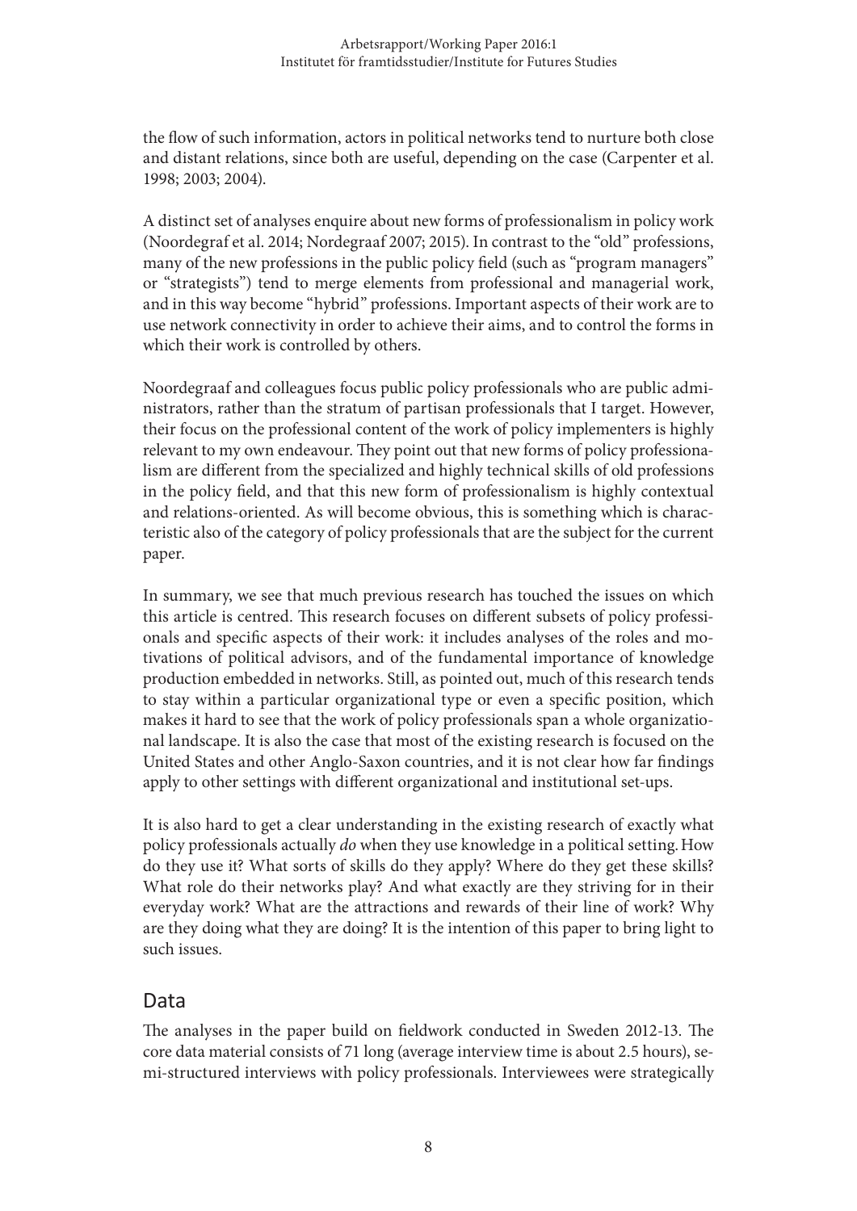the flow of such information, actors in political networks tend to nurture both close and distant relations, since both are useful, depending on the case (Carpenter et al. 1998; 2003; 2004).

A distinct set of analyses enquire about new forms of professionalism in policy work (Noordegraf et al. 2014; Nordegraaf 2007; 2015). In contrast to the "old" professions, many of the new professions in the public policy field (such as "program managers" or "strategists") tend to merge elements from professional and managerial work, and in this way become "hybrid" professions. Important aspects of their work are to use network connectivity in order to achieve their aims, and to control the forms in which their work is controlled by others.

Noordegraaf and colleagues focus public policy professionals who are public administrators, rather than the stratum of partisan professionals that I target. However, their focus on the professional content of the work of policy implementers is highly relevant to my own endeavour. They point out that new forms of policy professionalism are different from the specialized and highly technical skills of old professions in the policy field, and that this new form of professionalism is highly contextual and relations-oriented. As will become obvious, this is something which is characteristic also of the category of policy professionals that are the subject for the current paper.

In summary, we see that much previous research has touched the issues on which this article is centred. This research focuses on different subsets of policy professionals and specific aspects of their work: it includes analyses of the roles and motivations of political advisors, and of the fundamental importance of knowledge production embedded in networks. Still, as pointed out, much of this research tends to stay within a particular organizational type or even a specific position, which makes it hard to see that the work of policy professionals span a whole organizational landscape. It is also the case that most of the existing research is focused on the United States and other Anglo-Saxon countries, and it is not clear how far findings apply to other settings with different organizational and institutional set-ups.

It is also hard to get a clear understanding in the existing research of exactly what policy professionals actually *do* when they use knowledge in a political setting. How do they use it? What sorts of skills do they apply? Where do they get these skills? What role do their networks play? And what exactly are they striving for in their everyday work? What are the attractions and rewards of their line of work? Why are they doing what they are doing? It is the intention of this paper to bring light to such issues.

## Data

The analyses in the paper build on fieldwork conducted in Sweden 2012-13. The core data material consists of 71 long (average interview time is about 2.5 hours), semi-structured interviews with policy professionals. Interviewees were strategically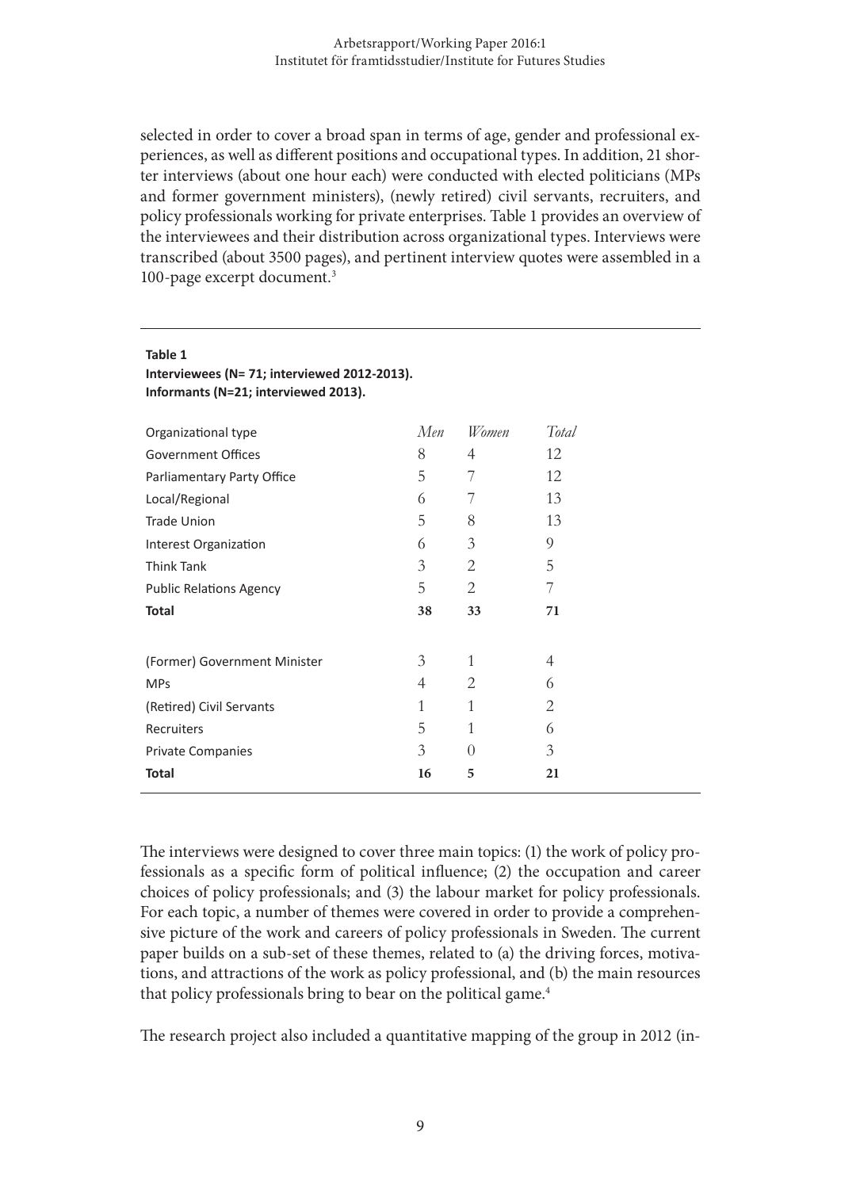selected in order to cover a broad span in terms of age, gender and professional experiences, as well as different positions and occupational types. In addition, 21 shorter interviews (about one hour each) were conducted with elected politicians (MPs and former government ministers), (newly retired) civil servants, recruiters, and policy professionals working for private enterprises. Table 1 provides an overview of the interviewees and their distribution across organizational types. Interviews were transcribed (about 3500 pages), and pertinent interview quotes were assembled in a 100-page excerpt document.[3]

**Table 1**
**Interviewees (N= 71; interviewed 2012-2013).**
**Informants (N=21; interviewed 2013).**

| Organizational type | *Men* | *Women* | *Total* |
|---|---|---|---|
| Government Offices | 8 | 4 | 12 |
| Parliamentary Party Office | 5 | 7 | 12 |
| Local/Regional | 6 | 7 | 13 |
| Trade Union | 5 | 8 | 13 |
| Interest Organization | 6 | 3 | 9 |
| Think Tank | 3 | 2 | 5 |
| Public Relations Agency | 5 | 2 | 7 |
| **Total** | **38** | **33** | **71** |
| | | | |
| (Former) Government Minister | 3 | 1 | 4 |
| MPs | 4 | 2 | 6 |
| (Retired) Civil Servants | 1 | 1 | 2 |
| Recruiters | 5 | 1 | 6 |
| Private Companies | 3 | 0 | 3 |
| **Total** | **16** | **5** | **21** |

The interviews were designed to cover three main topics: (1) the work of policy professionals as a specific form of political influence; (2) the occupation and career choices of policy professionals; and (3) the labour market for policy professionals. For each topic, a number of themes were covered in order to provide a comprehensive picture of the work and careers of policy professionals in Sweden. The current paper builds on a sub-set of these themes, related to (a) the driving forces, motivations, and attractions of the work as policy professional, and (b) the main resources that policy professionals bring to bear on the political game.[4]

The research project also included a quantitative mapping of the group in 2012 (in-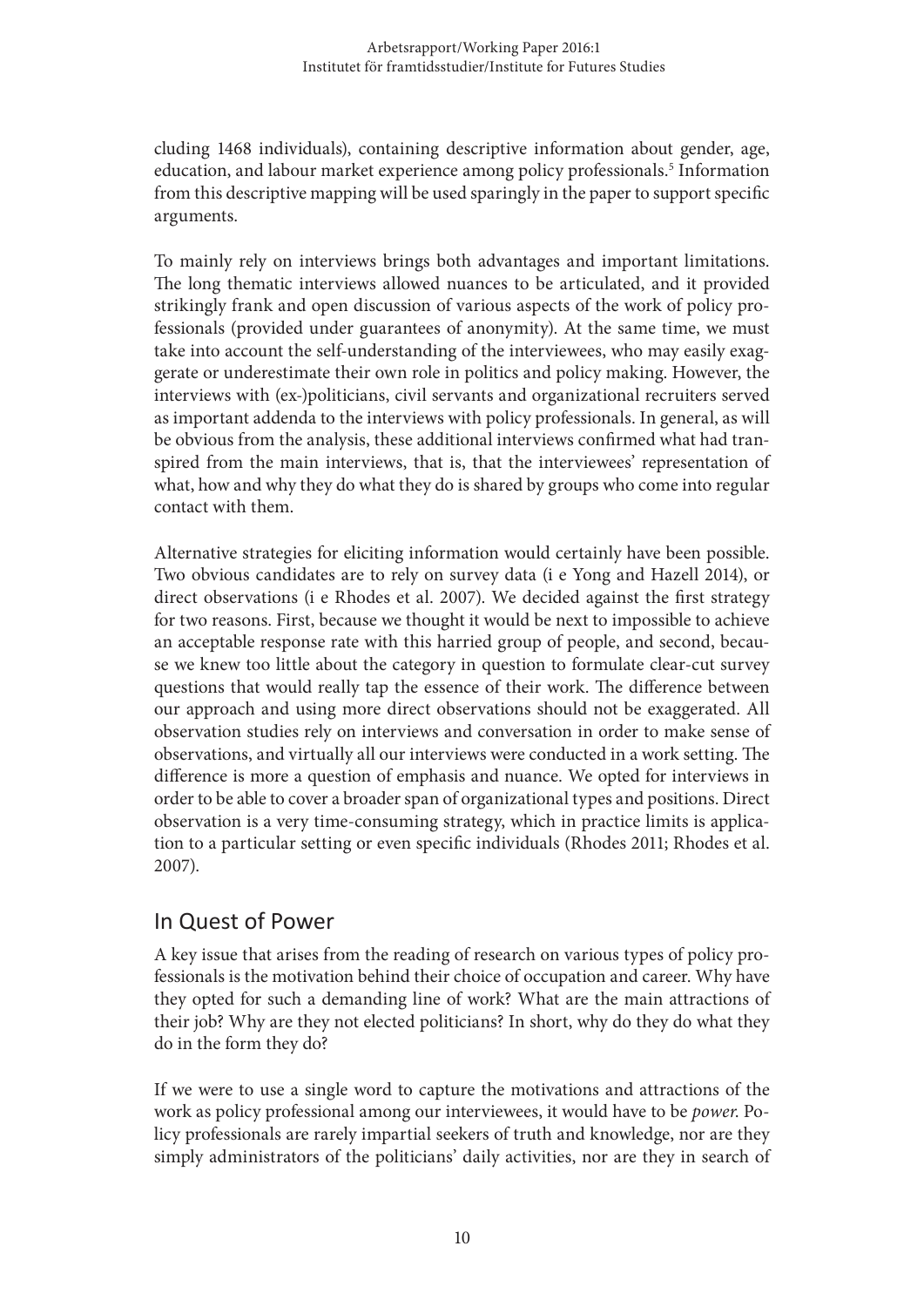cluding 1468 individuals), containing descriptive information about gender, age, education, and labour market experience among policy professionals.[5] Information from this descriptive mapping will be used sparingly in the paper to support specific arguments.

To mainly rely on interviews brings both advantages and important limitations. The long thematic interviews allowed nuances to be articulated, and it provided strikingly frank and open discussion of various aspects of the work of policy professionals (provided under guarantees of anonymity). At the same time, we must take into account the self-understanding of the interviewees, who may easily exaggerate or underestimate their own role in politics and policy making. However, the interviews with (ex-)politicians, civil servants and organizational recruiters served as important addenda to the interviews with policy professionals. In general, as will be obvious from the analysis, these additional interviews confirmed what had transpired from the main interviews, that is, that the interviewees' representation of what, how and why they do what they do is shared by groups who come into regular contact with them.

Alternative strategies for eliciting information would certainly have been possible. Two obvious candidates are to rely on survey data (i e Yong and Hazell 2014), or direct observations (i e Rhodes et al. 2007). We decided against the first strategy for two reasons. First, because we thought it would be next to impossible to achieve an acceptable response rate with this harried group of people, and second, because we knew too little about the category in question to formulate clear-cut survey questions that would really tap the essence of their work. The difference between our approach and using more direct observations should not be exaggerated. All observation studies rely on interviews and conversation in order to make sense of observations, and virtually all our interviews were conducted in a work setting. The difference is more a question of emphasis and nuance. We opted for interviews in order to be able to cover a broader span of organizational types and positions. Direct observation is a very time-consuming strategy, which in practice limits is application to a particular setting or even specific individuals (Rhodes 2011; Rhodes et al. 2007).

## In Quest of Power

A key issue that arises from the reading of research on various types of policy professionals is the motivation behind their choice of occupation and career. Why have they opted for such a demanding line of work? What are the main attractions of their job? Why are they not elected politicians? In short, why do they do what they do in the form they do?

If we were to use a single word to capture the motivations and attractions of the work as policy professional among our interviewees, it would have to be *power*. Policy professionals are rarely impartial seekers of truth and knowledge, nor are they simply administrators of the politicians' daily activities, nor are they in search of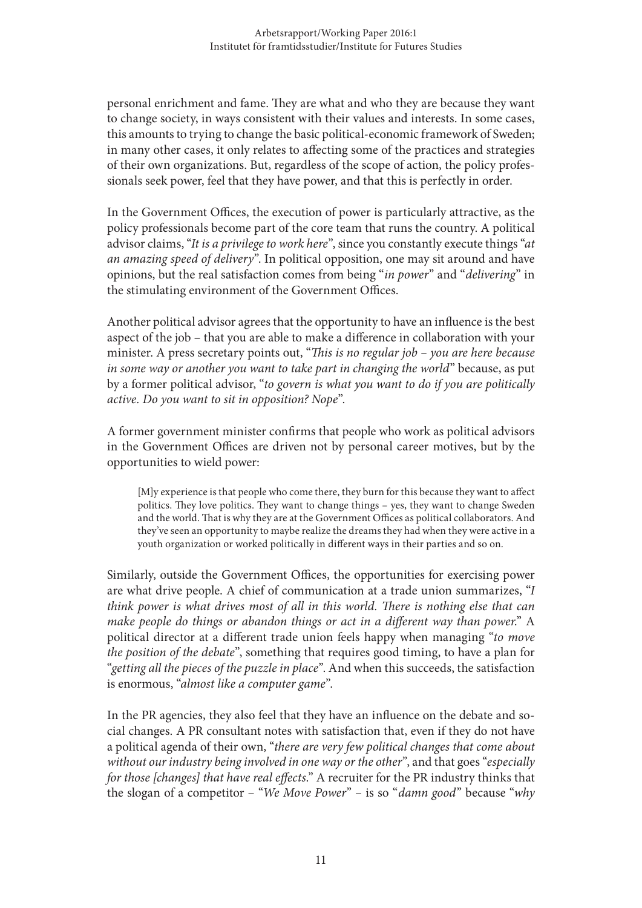personal enrichment and fame. They are what and who they are because they want to change society, in ways consistent with their values and interests. In some cases, this amounts to trying to change the basic political-economic framework of Sweden; in many other cases, it only relates to affecting some of the practices and strategies of their own organizations. But, regardless of the scope of action, the policy professionals seek power, feel that they have power, and that this is perfectly in order.

In the Government Offices, the execution of power is particularly attractive, as the policy professionals become part of the core team that runs the country. A political advisor claims, "*It is a privilege to work here*", since you constantly execute things "*at an amazing speed of delivery*". In political opposition, one may sit around and have opinions, but the real satisfaction comes from being "*in power*" and "*delivering*" in the stimulating environment of the Government Offices.

Another political advisor agrees that the opportunity to have an influence is the best aspect of the job – that you are able to make a difference in collaboration with your minister. A press secretary points out, "*This is no regular job – you are here because in some way or another you want to take part in changing the world*" because, as put by a former political advisor, "*to govern is what you want to do if you are politically active. Do you want to sit in opposition? Nope*".

A former government minister confirms that people who work as political advisors in the Government Offices are driven not by personal career motives, but by the opportunities to wield power:

> [M]y experience is that people who come there, they burn for this because they want to affect politics. They love politics. They want to change things – yes, they want to change Sweden and the world. That is why they are at the Government Offices as political collaborators. And they've seen an opportunity to maybe realize the dreams they had when they were active in a youth organization or worked politically in different ways in their parties and so on.

Similarly, outside the Government Offices, the opportunities for exercising power are what drive people. A chief of communication at a trade union summarizes, "*I think power is what drives most of all in this world. There is nothing else that can make people do things or abandon things or act in a different way than power.*" A political director at a different trade union feels happy when managing "*to move the position of the debate*", something that requires good timing, to have a plan for "*getting all the pieces of the puzzle in place*". And when this succeeds, the satisfaction is enormous, "*almost like a computer game*".

In the PR agencies, they also feel that they have an influence on the debate and social changes. A PR consultant notes with satisfaction that, even if they do not have a political agenda of their own, "*there are very few political changes that come about without our industry being involved in one way or the other*", and that goes "*especially for those [changes] that have real effects*." A recruiter for the PR industry thinks that the slogan of a competitor – "*We Move Power*" – is so "*damn good*" because "*why*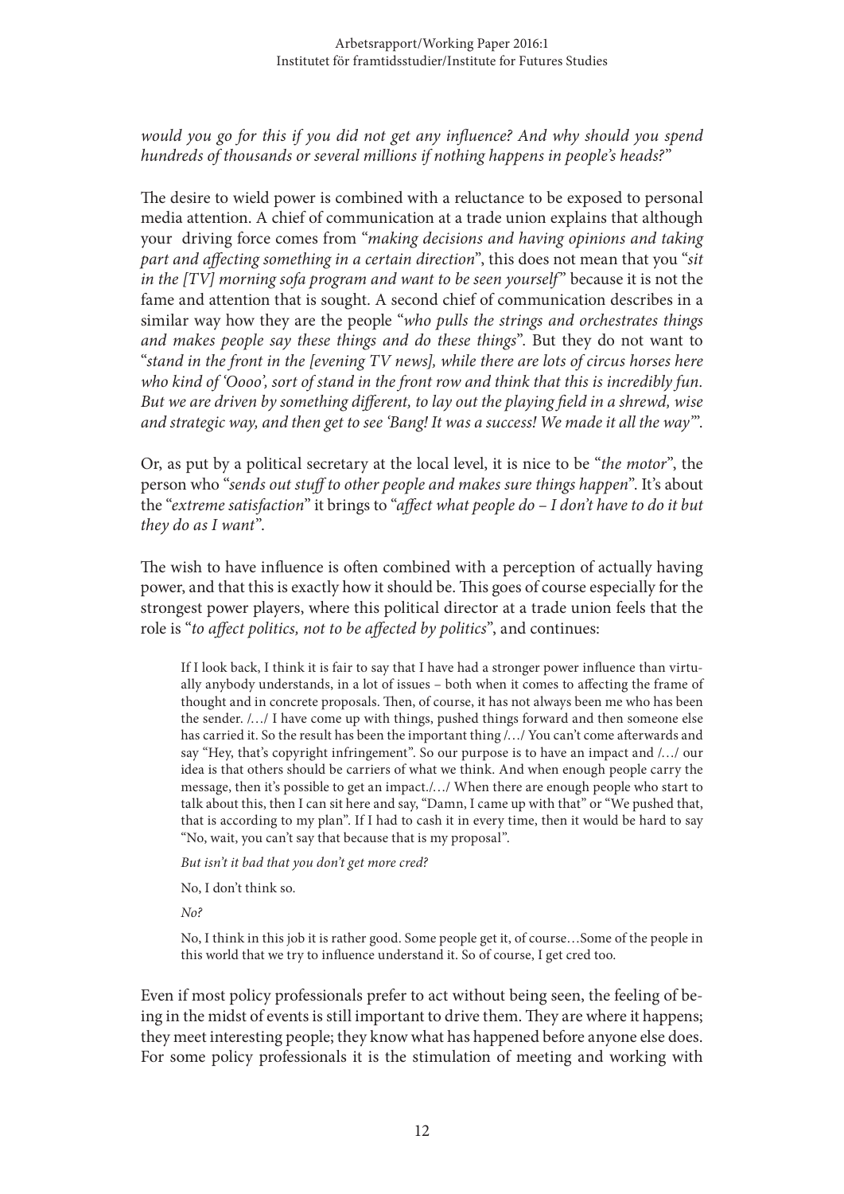*would you go for this if you did not get any influence? And why should you spend hundreds of thousands or several millions if nothing happens in people's heads?*"

The desire to wield power is combined with a reluctance to be exposed to personal media attention. A chief of communication at a trade union explains that although your driving force comes from "*making decisions and having opinions and taking part and affecting something in a certain direction*", this does not mean that you "*sit in the [TV] morning sofa program and want to be seen yourself*" because it is not the fame and attention that is sought. A second chief of communication describes in a similar way how they are the people "*who pulls the strings and orchestrates things and makes people say these things and do these things*". But they do not want to "*stand in the front in the [evening TV news], while there are lots of circus horses here who kind of 'Oooo', sort of stand in the front row and think that this is incredibly fun. But we are driven by something different, to lay out the playing field in a shrewd, wise and strategic way, and then get to see 'Bang! It was a success! We made it all the way'*".

Or, as put by a political secretary at the local level, it is nice to be "*the motor*", the person who "*sends out stuff to other people and makes sure things happen*". It's about the "*extreme satisfaction*" it brings to "*affect what people do – I don't have to do it but they do as I want*".

The wish to have influence is often combined with a perception of actually having power, and that this is exactly how it should be. This goes of course especially for the strongest power players, where this political director at a trade union feels that the role is "*to affect politics, not to be affected by politics*", and continues:

> If I look back, I think it is fair to say that I have had a stronger power influence than virtually anybody understands, in a lot of issues – both when it comes to affecting the frame of thought and in concrete proposals. Then, of course, it has not always been me who has been the sender. /…/ I have come up with things, pushed things forward and then someone else has carried it. So the result has been the important thing /…/ You can't come afterwards and say "Hey, that's copyright infringement". So our purpose is to have an impact and /…/ our idea is that others should be carriers of what we think. And when enough people carry the message, then it's possible to get an impact./…/ When there are enough people who start to talk about this, then I can sit here and say, "Damn, I came up with that" or "We pushed that, that is according to my plan". If I had to cash it in every time, then it would be hard to say "No, wait, you can't say that because that is my proposal".
>
> *But isn't it bad that you don't get more cred?*
>
> No, I don't think so.
>
> *No?*
>
> No, I think in this job it is rather good. Some people get it, of course…Some of the people in this world that we try to influence understand it. So of course, I get cred too.

Even if most policy professionals prefer to act without being seen, the feeling of being in the midst of events is still important to drive them. They are where it happens; they meet interesting people; they know what has happened before anyone else does. For some policy professionals it is the stimulation of meeting and working with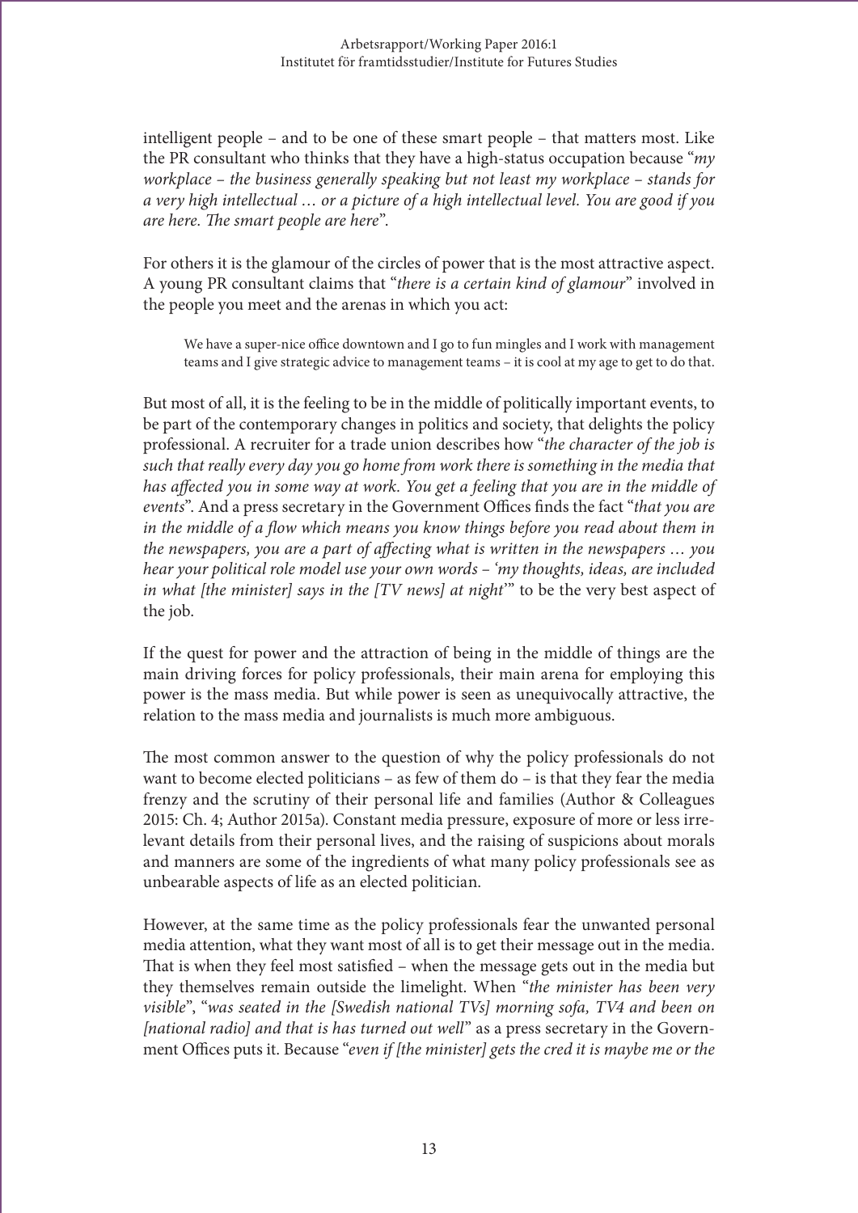intelligent people – and to be one of these smart people – that matters most. Like the PR consultant who thinks that they have a high-status occupation because "*my workplace – the business generally speaking but not least my workplace – stands for a very high intellectual … or a picture of a high intellectual level. You are good if you are here. The smart people are here*".

For others it is the glamour of the circles of power that is the most attractive aspect. A young PR consultant claims that "*there is a certain kind of glamour*" involved in the people you meet and the arenas in which you act:

> We have a super-nice office downtown and I go to fun mingles and I work with management teams and I give strategic advice to management teams – it is cool at my age to get to do that.

But most of all, it is the feeling to be in the middle of politically important events, to be part of the contemporary changes in politics and society, that delights the policy professional. A recruiter for a trade union describes how "*the character of the job is such that really every day you go home from work there is something in the media that has affected you in some way at work. You get a feeling that you are in the middle of events*". And a press secretary in the Government Offices finds the fact "*that you are in the middle of a flow which means you know things before you read about them in the newspapers, you are a part of affecting what is written in the newspapers … you hear your political role model use your own words – 'my thoughts, ideas, are included in what [the minister] says in the [TV news] at night'*" to be the very best aspect of the job.

If the quest for power and the attraction of being in the middle of things are the main driving forces for policy professionals, their main arena for employing this power is the mass media. But while power is seen as unequivocally attractive, the relation to the mass media and journalists is much more ambiguous.

The most common answer to the question of why the policy professionals do not want to become elected politicians – as few of them do – is that they fear the media frenzy and the scrutiny of their personal life and families (Author & Colleagues 2015: Ch. 4; Author 2015a). Constant media pressure, exposure of more or less irrelevant details from their personal lives, and the raising of suspicions about morals and manners are some of the ingredients of what many policy professionals see as unbearable aspects of life as an elected politician.

However, at the same time as the policy professionals fear the unwanted personal media attention, what they want most of all is to get their message out in the media. That is when they feel most satisfied – when the message gets out in the media but they themselves remain outside the limelight. When "*the minister has been very visible*", "*was seated in the [Swedish national TVs] morning sofa, TV4 and been on [national radio] and that is has turned out well*" as a press secretary in the Government Offices puts it. Because "*even if [the minister] gets the cred it is maybe me or the*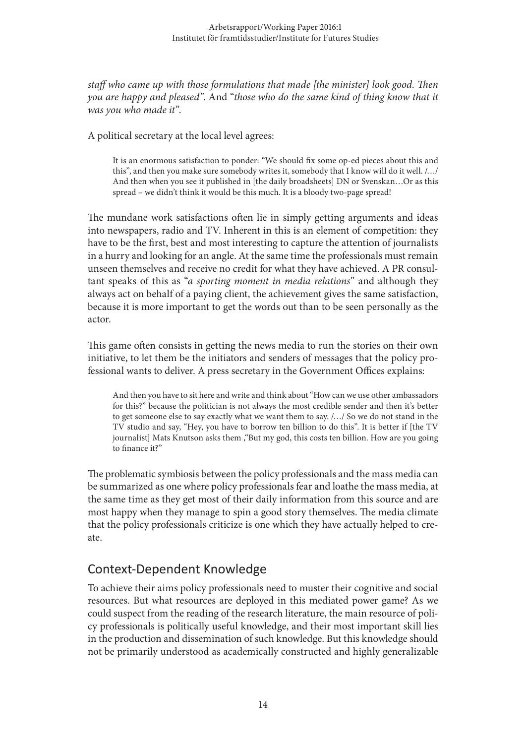*staff who came up with those formulations that made [the minister] look good. Then you are happy and pleased*". And "*those who do the same kind of thing know that it was you who made it*".

A political secretary at the local level agrees:

> It is an enormous satisfaction to ponder: "We should fix some op-ed pieces about this and this", and then you make sure somebody writes it, somebody that I know will do it well. /…/ And then when you see it published in [the daily broadsheets] DN or Svenskan…Or as this spread – we didn't think it would be this much. It is a bloody two-page spread!

The mundane work satisfactions often lie in simply getting arguments and ideas into newspapers, radio and TV. Inherent in this is an element of competition: they have to be the first, best and most interesting to capture the attention of journalists in a hurry and looking for an angle. At the same time the professionals must remain unseen themselves and receive no credit for what they have achieved. A PR consultant speaks of this as "*a sporting moment in media relations*" and although they always act on behalf of a paying client, the achievement gives the same satisfaction, because it is more important to get the words out than to be seen personally as the actor.

This game often consists in getting the news media to run the stories on their own initiative, to let them be the initiators and senders of messages that the policy professional wants to deliver. A press secretary in the Government Offices explains:

> And then you have to sit here and write and think about "How can we use other ambassadors for this?" because the politician is not always the most credible sender and then it's better to get someone else to say exactly what we want them to say. /…/ So we do not stand in the TV studio and say, "Hey, you have to borrow ten billion to do this". It is better if [the TV journalist] Mats Knutson asks them ,"But my god, this costs ten billion. How are you going to finance it?"

The problematic symbiosis between the policy professionals and the mass media can be summarized as one where policy professionals fear and loathe the mass media, at the same time as they get most of their daily information from this source and are most happy when they manage to spin a good story themselves. The media climate that the policy professionals criticize is one which they have actually helped to create.

## Context-Dependent Knowledge

To achieve their aims policy professionals need to muster their cognitive and social resources. But what resources are deployed in this mediated power game? As we could suspect from the reading of the research literature, the main resource of policy professionals is politically useful knowledge, and their most important skill lies in the production and dissemination of such knowledge. But this knowledge should not be primarily understood as academically constructed and highly generalizable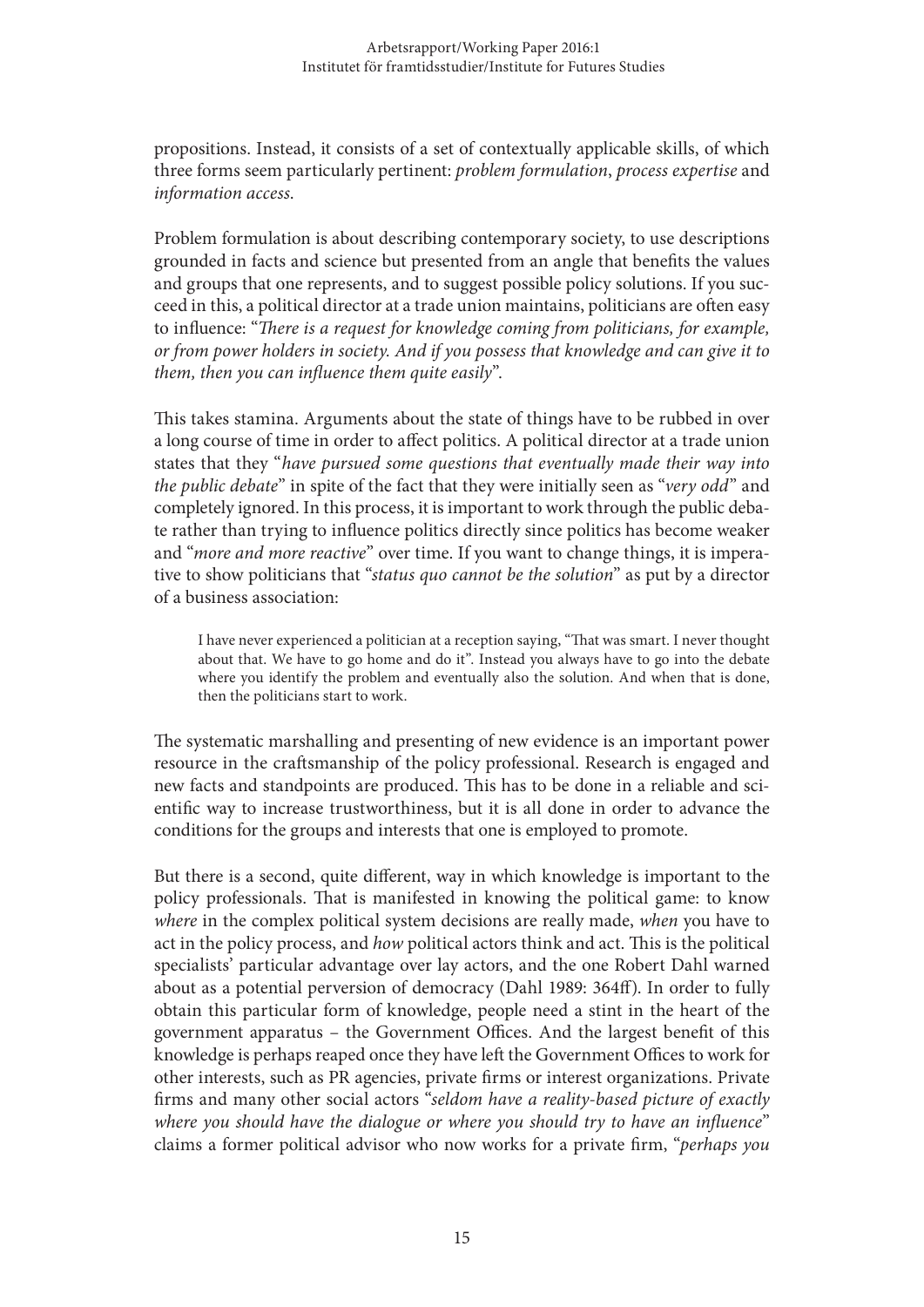propositions. Instead, it consists of a set of contextually applicable skills, of which three forms seem particularly pertinent: *problem formulation*, *process expertise* and *information access*.

Problem formulation is about describing contemporary society, to use descriptions grounded in facts and science but presented from an angle that benefits the values and groups that one represents, and to suggest possible policy solutions. If you succeed in this, a political director at a trade union maintains, politicians are often easy to influence: "*There is a request for knowledge coming from politicians, for example, or from power holders in society. And if you possess that knowledge and can give it to them, then you can influence them quite easily*".

This takes stamina. Arguments about the state of things have to be rubbed in over a long course of time in order to affect politics. A political director at a trade union states that they "*have pursued some questions that eventually made their way into the public debate*" in spite of the fact that they were initially seen as "*very odd*" and completely ignored. In this process, it is important to work through the public debate rather than trying to influence politics directly since politics has become weaker and "*more and more reactive*" over time. If you want to change things, it is imperative to show politicians that "*status quo cannot be the solution*" as put by a director of a business association:

> I have never experienced a politician at a reception saying, "That was smart. I never thought about that. We have to go home and do it". Instead you always have to go into the debate where you identify the problem and eventually also the solution. And when that is done, then the politicians start to work.

The systematic marshalling and presenting of new evidence is an important power resource in the craftsmanship of the policy professional. Research is engaged and new facts and standpoints are produced. This has to be done in a reliable and scientific way to increase trustworthiness, but it is all done in order to advance the conditions for the groups and interests that one is employed to promote.

But there is a second, quite different, way in which knowledge is important to the policy professionals. That is manifested in knowing the political game: to know *where* in the complex political system decisions are really made, *when* you have to act in the policy process, and *how* political actors think and act. This is the political specialists' particular advantage over lay actors, and the one Robert Dahl warned about as a potential perversion of democracy (Dahl 1989: 364ff). In order to fully obtain this particular form of knowledge, people need a stint in the heart of the government apparatus – the Government Offices. And the largest benefit of this knowledge is perhaps reaped once they have left the Government Offices to work for other interests, such as PR agencies, private firms or interest organizations. Private firms and many other social actors "*seldom have a reality-based picture of exactly where you should have the dialogue or where you should try to have an influence*" claims a former political advisor who now works for a private firm, "*perhaps you*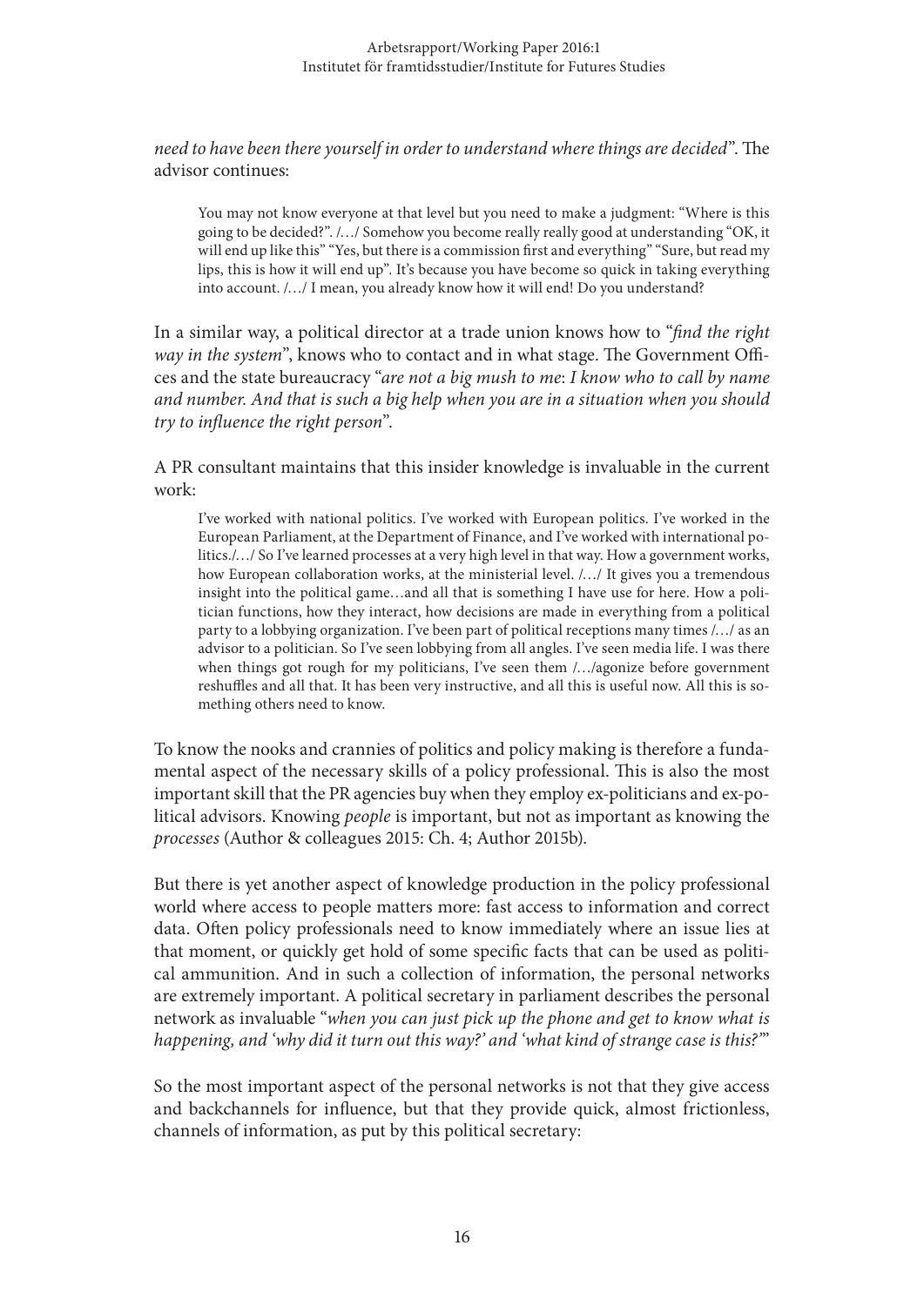*need to have been there yourself in order to understand where things are decided*". The advisor continues:

> You may not know everyone at that level but you need to make a judgment: "Where is this going to be decided?". /…/ Somehow you become really really good at understanding "OK, it will end up like this" "Yes, but there is a commission first and everything" "Sure, but read my lips, this is how it will end up". It's because you have become so quick in taking everything into account. /…/ I mean, you already know how it will end! Do you understand?

In a similar way, a political director at a trade union knows how to "*find the right way in the system*", knows who to contact and in what stage. The Government Offices and the state bureaucracy "*are not a big mush to me*: *I know who to call by name and number. And that is such a big help when you are in a situation when you should try to influence the right person*".

A PR consultant maintains that this insider knowledge is invaluable in the current work:

> I've worked with national politics. I've worked with European politics. I've worked in the European Parliament, at the Department of Finance, and I've worked with international politics./…/ So I've learned processes at a very high level in that way. How a government works, how European collaboration works, at the ministerial level. /…/ It gives you a tremendous insight into the political game…and all that is something I have use for here. How a politician functions, how they interact, how decisions are made in everything from a political party to a lobbying organization. I've been part of political receptions many times /…/ as an advisor to a politician. So I've seen lobbying from all angles. I've seen media life. I was there when things got rough for my politicians, I've seen them /…/agonize before government reshuffles and all that. It has been very instructive, and all this is useful now. All this is something others need to know.

To know the nooks and crannies of politics and policy making is therefore a fundamental aspect of the necessary skills of a policy professional. This is also the most important skill that the PR agencies buy when they employ ex-politicians and ex-political advisors. Knowing *people* is important, but not as important as knowing the *processes* (Author & colleagues 2015: Ch. 4; Author 2015b).

But there is yet another aspect of knowledge production in the policy professional world where access to people matters more: fast access to information and correct data. Often policy professionals need to know immediately where an issue lies at that moment, or quickly get hold of some specific facts that can be used as political ammunition. And in such a collection of information, the personal networks are extremely important. A political secretary in parliament describes the personal network as invaluable "*when you can just pick up the phone and get to know what is happening, and 'why did it turn out this way?' and 'what kind of strange case is this?'*"

So the most important aspect of the personal networks is not that they give access and backchannels for influence, but that they provide quick, almost frictionless, channels of information, as put by this political secretary: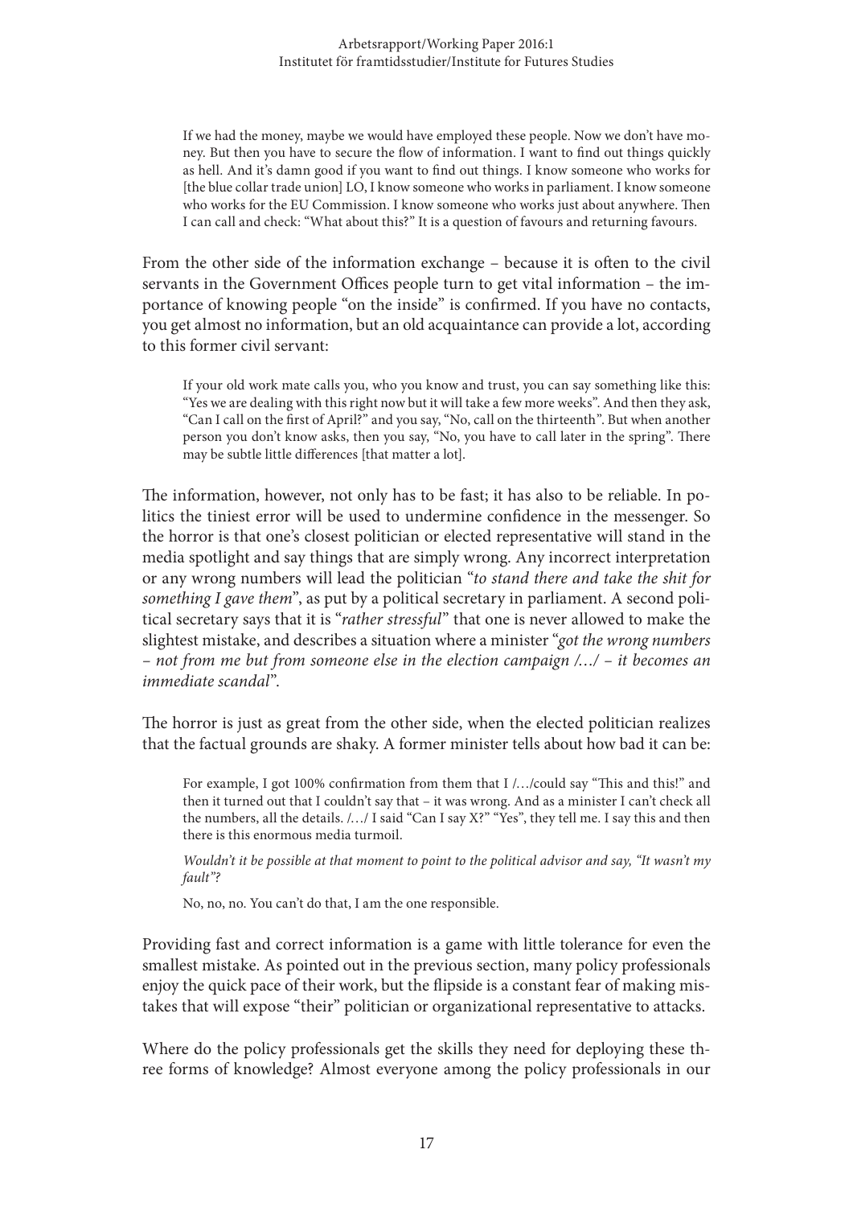> If we had the money, maybe we would have employed these people. Now we don't have money. But then you have to secure the flow of information. I want to find out things quickly as hell. And it's damn good if you want to find out things. I know someone who works for [the blue collar trade union] LO, I know someone who works in parliament. I know someone who works for the EU Commission. I know someone who works just about anywhere. Then I can call and check: "What about this?" It is a question of favours and returning favours.

From the other side of the information exchange – because it is often to the civil servants in the Government Offices people turn to get vital information – the importance of knowing people "on the inside" is confirmed. If you have no contacts, you get almost no information, but an old acquaintance can provide a lot, according to this former civil servant:

> If your old work mate calls you, who you know and trust, you can say something like this: "Yes we are dealing with this right now but it will take a few more weeks". And then they ask, "Can I call on the first of April?" and you say, "No, call on the thirteenth". But when another person you don't know asks, then you say, "No, you have to call later in the spring". There may be subtle little differences [that matter a lot].

The information, however, not only has to be fast; it has also to be reliable. In politics the tiniest error will be used to undermine confidence in the messenger. So the horror is that one's closest politician or elected representative will stand in the media spotlight and say things that are simply wrong. Any incorrect interpretation or any wrong numbers will lead the politician "*to stand there and take the shit for something I gave them*", as put by a political secretary in parliament. A second political secretary says that it is "*rather stressful*" that one is never allowed to make the slightest mistake, and describes a situation where a minister "*got the wrong numbers – not from me but from someone else in the election campaign /…/ – it becomes an immediate scandal*".

The horror is just as great from the other side, when the elected politician realizes that the factual grounds are shaky. A former minister tells about how bad it can be:

> For example, I got 100% confirmation from them that I /…/could say "This and this!" and then it turned out that I couldn't say that – it was wrong. And as a minister I can't check all the numbers, all the details. /…/ I said "Can I say X?" "Yes", they tell me. I say this and then there is this enormous media turmoil.
>
> *Wouldn't it be possible at that moment to point to the political advisor and say, "It wasn't my fault"?*
>
> No, no, no. You can't do that, I am the one responsible.

Providing fast and correct information is a game with little tolerance for even the smallest mistake. As pointed out in the previous section, many policy professionals enjoy the quick pace of their work, but the flipside is a constant fear of making mistakes that will expose "their" politician or organizational representative to attacks.

Where do the policy professionals get the skills they need for deploying these three forms of knowledge? Almost everyone among the policy professionals in our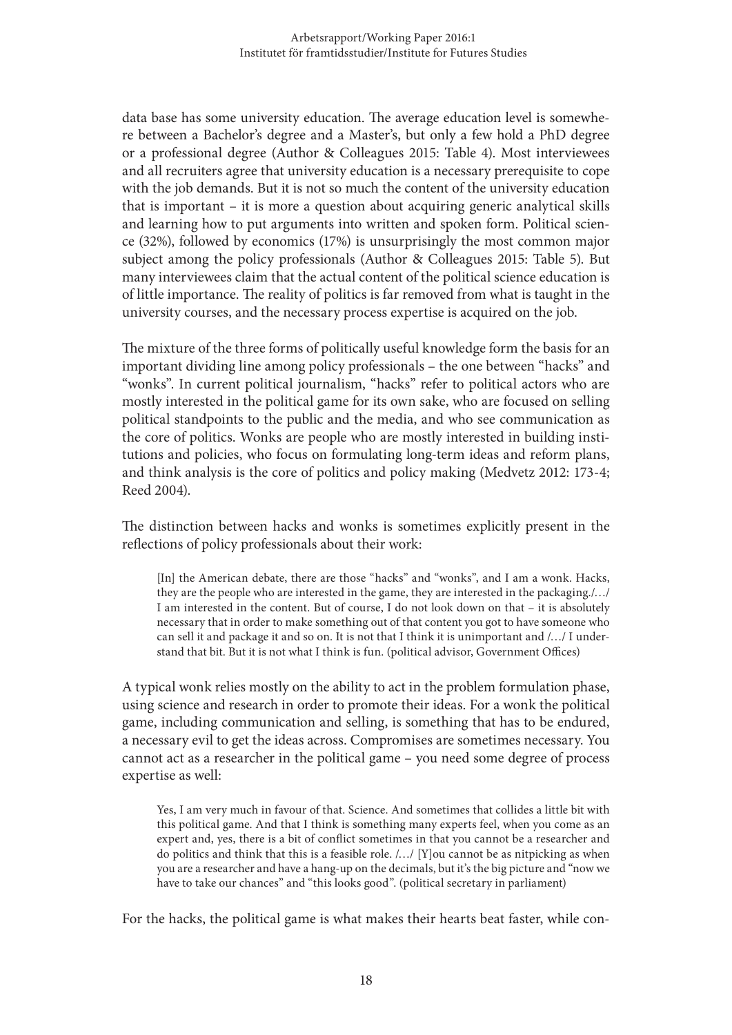data base has some university education. The average education level is somewhere between a Bachelor's degree and a Master's, but only a few hold a PhD degree or a professional degree (Author & Colleagues 2015: Table 4). Most interviewees and all recruiters agree that university education is a necessary prerequisite to cope with the job demands. But it is not so much the content of the university education that is important – it is more a question about acquiring generic analytical skills and learning how to put arguments into written and spoken form. Political science (32%), followed by economics (17%) is unsurprisingly the most common major subject among the policy professionals (Author & Colleagues 2015: Table 5). But many interviewees claim that the actual content of the political science education is of little importance. The reality of politics is far removed from what is taught in the university courses, and the necessary process expertise is acquired on the job.

The mixture of the three forms of politically useful knowledge form the basis for an important dividing line among policy professionals – the one between "hacks" and "wonks". In current political journalism, "hacks" refer to political actors who are mostly interested in the political game for its own sake, who are focused on selling political standpoints to the public and the media, and who see communication as the core of politics. Wonks are people who are mostly interested in building institutions and policies, who focus on formulating long-term ideas and reform plans, and think analysis is the core of politics and policy making (Medvetz 2012: 173-4; Reed 2004).

The distinction between hacks and wonks is sometimes explicitly present in the reflections of policy professionals about their work:

> [In] the American debate, there are those "hacks" and "wonks", and I am a wonk. Hacks, they are the people who are interested in the game, they are interested in the packaging./…/ I am interested in the content. But of course, I do not look down on that – it is absolutely necessary that in order to make something out of that content you got to have someone who can sell it and package it and so on. It is not that I think it is unimportant and /…/ I understand that bit. But it is not what I think is fun. (political advisor, Government Offices)

A typical wonk relies mostly on the ability to act in the problem formulation phase, using science and research in order to promote their ideas. For a wonk the political game, including communication and selling, is something that has to be endured, a necessary evil to get the ideas across. Compromises are sometimes necessary. You cannot act as a researcher in the political game – you need some degree of process expertise as well:

> Yes, I am very much in favour of that. Science. And sometimes that collides a little bit with this political game. And that I think is something many experts feel, when you come as an expert and, yes, there is a bit of conflict sometimes in that you cannot be a researcher and do politics and think that this is a feasible role. /…/ [Y]ou cannot be as nitpicking as when you are a researcher and have a hang-up on the decimals, but it's the big picture and "now we have to take our chances" and "this looks good". (political secretary in parliament)

For the hacks, the political game is what makes their hearts beat faster, while con-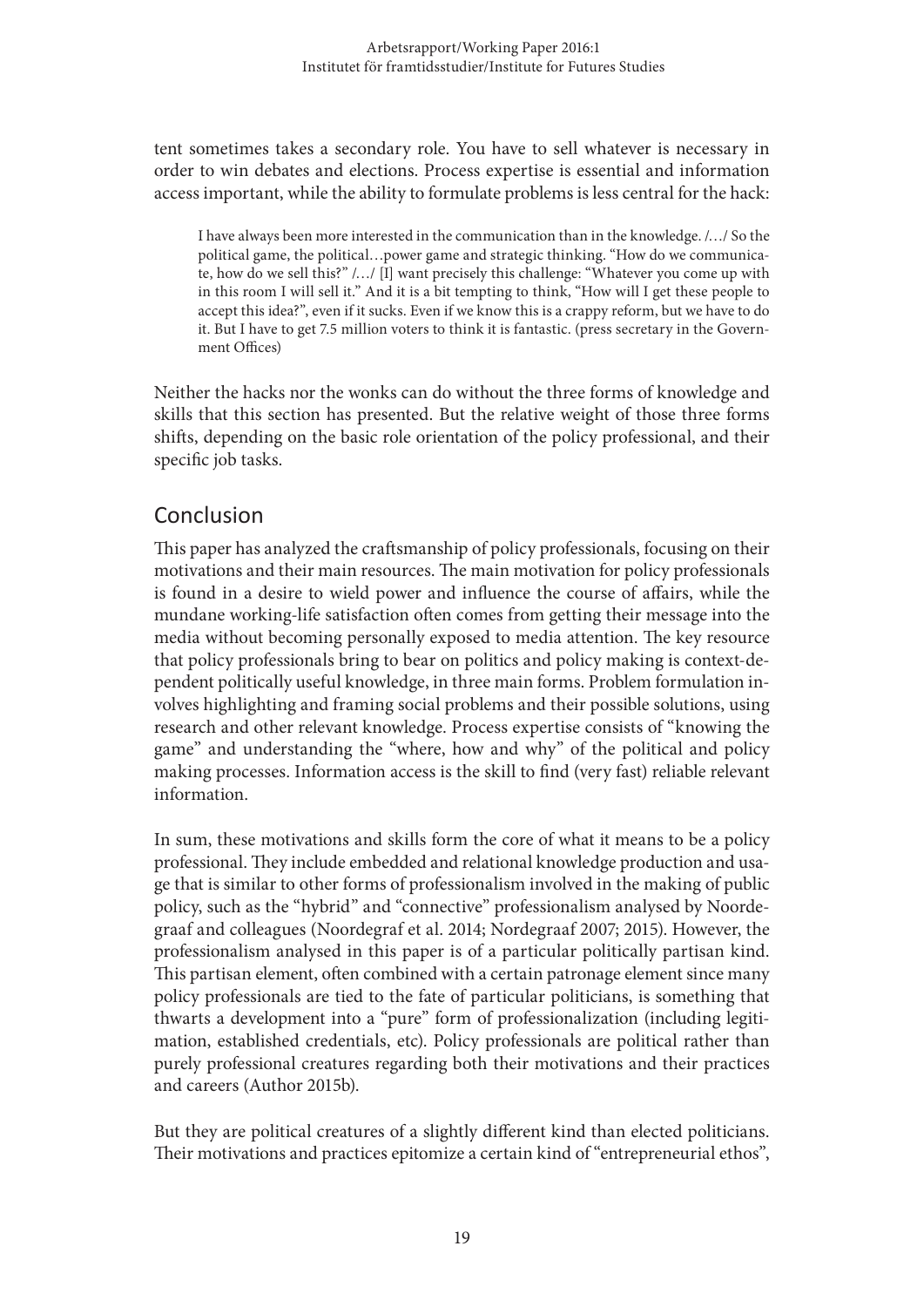tent sometimes takes a secondary role. You have to sell whatever is necessary in order to win debates and elections. Process expertise is essential and information access important, while the ability to formulate problems is less central for the hack:

> I have always been more interested in the communication than in the knowledge. /…/ So the political game, the political…power game and strategic thinking. "How do we communicate, how do we sell this?" /…/ [I] want precisely this challenge: "Whatever you come up with in this room I will sell it." And it is a bit tempting to think, "How will I get these people to accept this idea?", even if it sucks. Even if we know this is a crappy reform, but we have to do it. But I have to get 7.5 million voters to think it is fantastic. (press secretary in the Government Offices)

Neither the hacks nor the wonks can do without the three forms of knowledge and skills that this section has presented. But the relative weight of those three forms shifts, depending on the basic role orientation of the policy professional, and their specific job tasks.

## Conclusion

This paper has analyzed the craftsmanship of policy professionals, focusing on their motivations and their main resources. The main motivation for policy professionals is found in a desire to wield power and influence the course of affairs, while the mundane working-life satisfaction often comes from getting their message into the media without becoming personally exposed to media attention. The key resource that policy professionals bring to bear on politics and policy making is context-dependent politically useful knowledge, in three main forms. Problem formulation involves highlighting and framing social problems and their possible solutions, using research and other relevant knowledge. Process expertise consists of "knowing the game" and understanding the "where, how and why" of the political and policy making processes. Information access is the skill to find (very fast) reliable relevant information.

In sum, these motivations and skills form the core of what it means to be a policy professional. They include embedded and relational knowledge production and usage that is similar to other forms of professionalism involved in the making of public policy, such as the "hybrid" and "connective" professionalism analysed by Noordegraaf and colleagues (Noordegraf et al. 2014; Nordegraaf 2007; 2015). However, the professionalism analysed in this paper is of a particular politically partisan kind. This partisan element, often combined with a certain patronage element since many policy professionals are tied to the fate of particular politicians, is something that thwarts a development into a "pure" form of professionalization (including legitimation, established credentials, etc). Policy professionals are political rather than purely professional creatures regarding both their motivations and their practices and careers (Author 2015b).

But they are political creatures of a slightly different kind than elected politicians. Their motivations and practices epitomize a certain kind of "entrepreneurial ethos",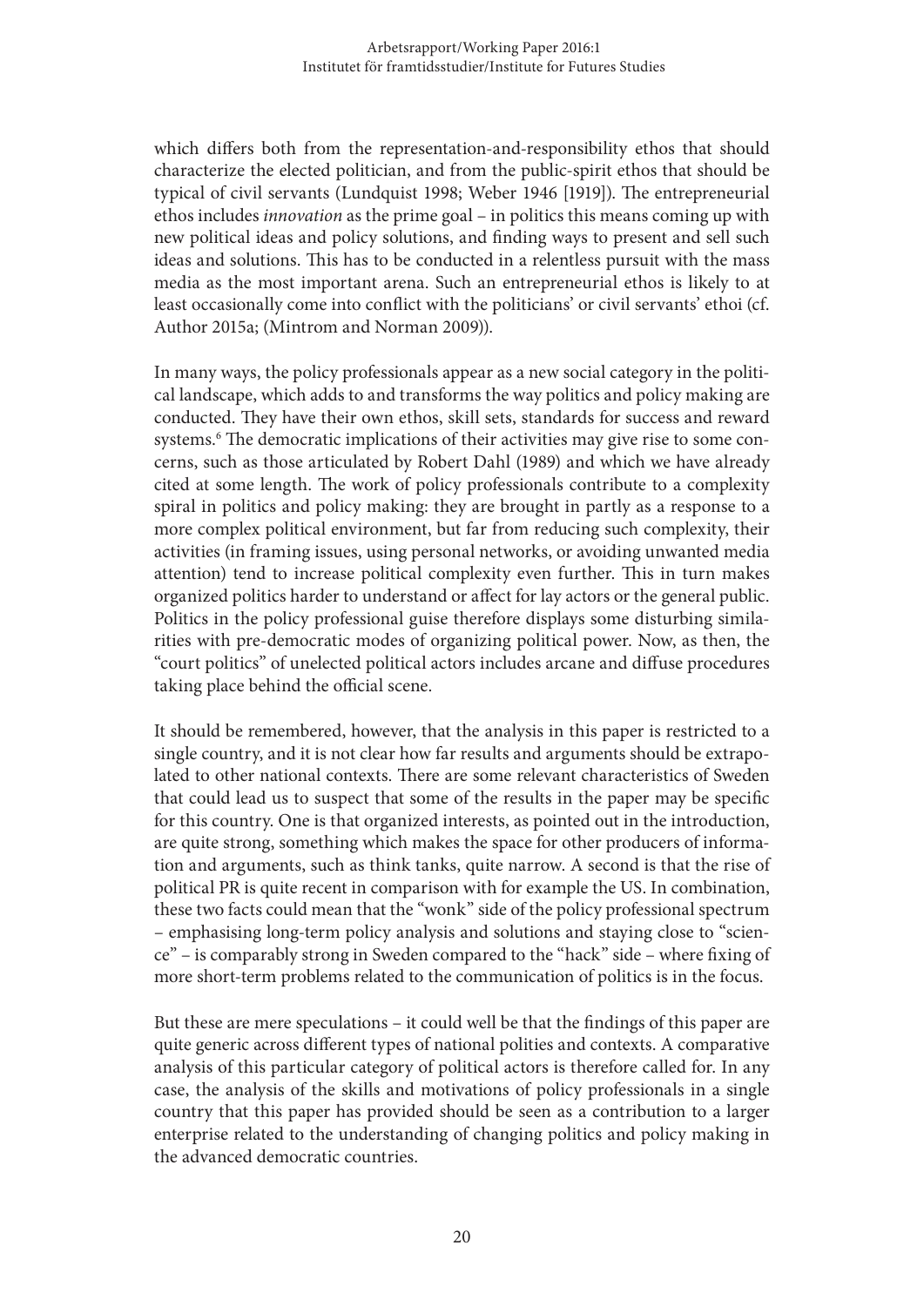which differs both from the representation-and-responsibility ethos that should characterize the elected politician, and from the public-spirit ethos that should be typical of civil servants (Lundquist 1998; Weber 1946 [1919]). The entrepreneurial ethos includes *innovation* as the prime goal – in politics this means coming up with new political ideas and policy solutions, and finding ways to present and sell such ideas and solutions. This has to be conducted in a relentless pursuit with the mass media as the most important arena. Such an entrepreneurial ethos is likely to at least occasionally come into conflict with the politicians' or civil servants' ethoi (cf. Author 2015a; (Mintrom and Norman 2009)).

In many ways, the policy professionals appear as a new social category in the political landscape, which adds to and transforms the way politics and policy making are conducted. They have their own ethos, skill sets, standards for success and reward systems.[6] The democratic implications of their activities may give rise to some concerns, such as those articulated by Robert Dahl (1989) and which we have already cited at some length. The work of policy professionals contribute to a complexity spiral in politics and policy making: they are brought in partly as a response to a more complex political environment, but far from reducing such complexity, their activities (in framing issues, using personal networks, or avoiding unwanted media attention) tend to increase political complexity even further. This in turn makes organized politics harder to understand or affect for lay actors or the general public. Politics in the policy professional guise therefore displays some disturbing similarities with pre-democratic modes of organizing political power. Now, as then, the "court politics" of unelected political actors includes arcane and diffuse procedures taking place behind the official scene.

It should be remembered, however, that the analysis in this paper is restricted to a single country, and it is not clear how far results and arguments should be extrapolated to other national contexts. There are some relevant characteristics of Sweden that could lead us to suspect that some of the results in the paper may be specific for this country. One is that organized interests, as pointed out in the introduction, are quite strong, something which makes the space for other producers of information and arguments, such as think tanks, quite narrow. A second is that the rise of political PR is quite recent in comparison with for example the US. In combination, these two facts could mean that the "wonk" side of the policy professional spectrum – emphasising long-term policy analysis and solutions and staying close to "science" – is comparably strong in Sweden compared to the "hack" side – where fixing of more short-term problems related to the communication of politics is in the focus.

But these are mere speculations – it could well be that the findings of this paper are quite generic across different types of national polities and contexts. A comparative analysis of this particular category of political actors is therefore called for. In any case, the analysis of the skills and motivations of policy professionals in a single country that this paper has provided should be seen as a contribution to a larger enterprise related to the understanding of changing politics and policy making in the advanced democratic countries.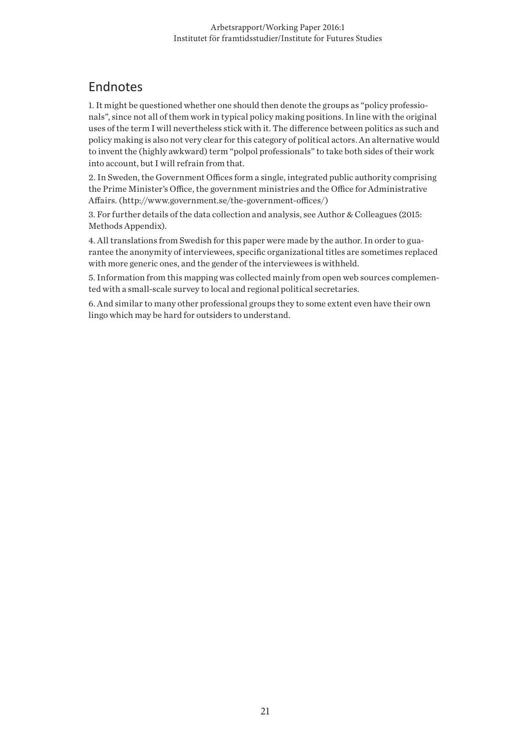## Endnotes

1. It might be questioned whether one should then denote the groups as "policy professionals", since not all of them work in typical policy making positions. In line with the original uses of the term I will nevertheless stick with it. The difference between politics as such and policy making is also not very clear for this category of political actors. An alternative would to invent the (highly awkward) term "polpol professionals" to take both sides of their work into account, but I will refrain from that.

2. In Sweden, the Government Offices form a single, integrated public authority comprising the Prime Minister's Office, the government ministries and the Office for Administrative Affairs. (http://www.government.se/the-government-offices/)

3. For further details of the data collection and analysis, see Author & Colleagues (2015: Methods Appendix).

4. All translations from Swedish for this paper were made by the author. In order to guarantee the anonymity of interviewees, specific organizational titles are sometimes replaced with more generic ones, and the gender of the interviewees is withheld.

5. Information from this mapping was collected mainly from open web sources complemented with a small-scale survey to local and regional political secretaries.

6. And similar to many other professional groups they to some extent even have their own lingo which may be hard for outsiders to understand.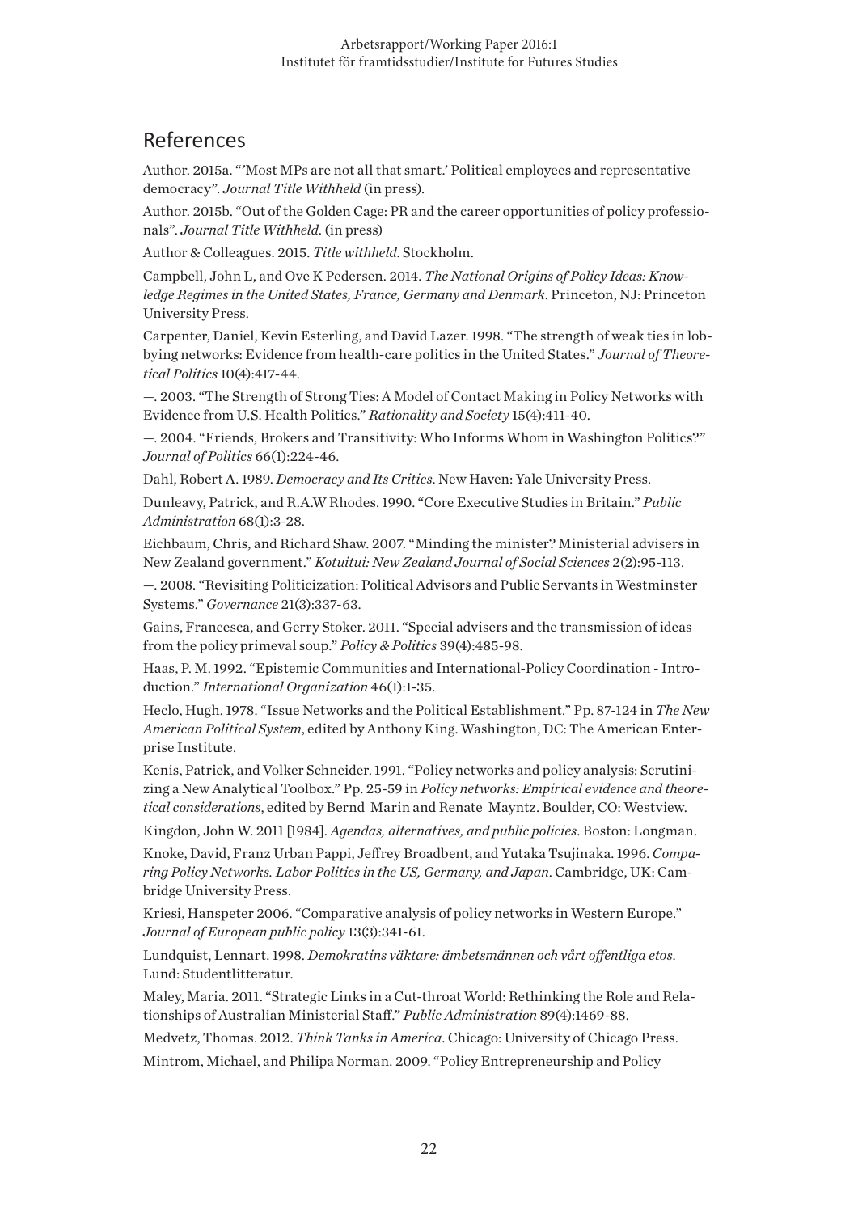## References

Author. 2015a. "'Most MPs are not all that smart.' Political employees and representative democracy". *Journal Title Withheld* (in press).

Author. 2015b. "Out of the Golden Cage: PR and the career opportunities of policy professionals". *Journal Title Withheld*. (in press)

Author & Colleagues. 2015. *Title withheld*. Stockholm.

Campbell, John L, and Ove K Pedersen. 2014. *The National Origins of Policy Ideas: Knowledge Regimes in the United States, France, Germany and Denmark*. Princeton, NJ: Princeton University Press.

Carpenter, Daniel, Kevin Esterling, and David Lazer. 1998. "The strength of weak ties in lobbying networks: Evidence from health-care politics in the United States." *Journal of Theoretical Politics* 10(4):417-44.

—. 2003. "The Strength of Strong Ties: A Model of Contact Making in Policy Networks with Evidence from U.S. Health Politics." *Rationality and Society* 15(4):411-40.

—. 2004. "Friends, Brokers and Transitivity: Who Informs Whom in Washington Politics?" *Journal of Politics* 66(1):224-46.

Dahl, Robert A. 1989. *Democracy and Its Critics*. New Haven: Yale University Press.

Dunleavy, Patrick, and R.A.W Rhodes. 1990. "Core Executive Studies in Britain." *Public Administration* 68(1):3-28.

Eichbaum, Chris, and Richard Shaw. 2007. "Minding the minister? Ministerial advisers in New Zealand government." *Kotuitui: New Zealand Journal of Social Sciences* 2(2):95-113.

—. 2008. "Revisiting Politicization: Political Advisors and Public Servants in Westminster Systems." *Governance* 21(3):337-63.

Gains, Francesca, and Gerry Stoker. 2011. "Special advisers and the transmission of ideas from the policy primeval soup." *Policy & Politics* 39(4):485-98.

Haas, P. M. 1992. "Epistemic Communities and International-Policy Coordination - Introduction." *International Organization* 46(1):1-35.

Heclo, Hugh. 1978. "Issue Networks and the Political Establishment." Pp. 87-124 in *The New American Political System*, edited by Anthony King. Washington, DC: The American Enterprise Institute.

Kenis, Patrick, and Volker Schneider. 1991. "Policy networks and policy analysis: Scrutinizing a New Analytical Toolbox." Pp. 25-59 in *Policy networks: Empirical evidence and theoretical considerations*, edited by Bernd Marin and Renate Mayntz. Boulder, CO: Westview.

Kingdon, John W. 2011 [1984]. *Agendas, alternatives, and public policies*. Boston: Longman.

Knoke, David, Franz Urban Pappi, Jeffrey Broadbent, and Yutaka Tsujinaka. 1996. *Comparing Policy Networks. Labor Politics in the US, Germany, and Japan*. Cambridge, UK: Cambridge University Press.

Kriesi, Hanspeter 2006. "Comparative analysis of policy networks in Western Europe." *Journal of European public policy* 13(3):341-61.

Lundquist, Lennart. 1998. *Demokratins väktare: ämbetsmännen och vårt offentliga etos*. Lund: Studentlitteratur.

Maley, Maria. 2011. "Strategic Links in a Cut-throat World: Rethinking the Role and Relationships of Australian Ministerial Staff." *Public Administration* 89(4):1469-88.

Medvetz, Thomas. 2012. *Think Tanks in America*. Chicago: University of Chicago Press.

Mintrom, Michael, and Philipa Norman. 2009. "Policy Entrepreneurship and Policy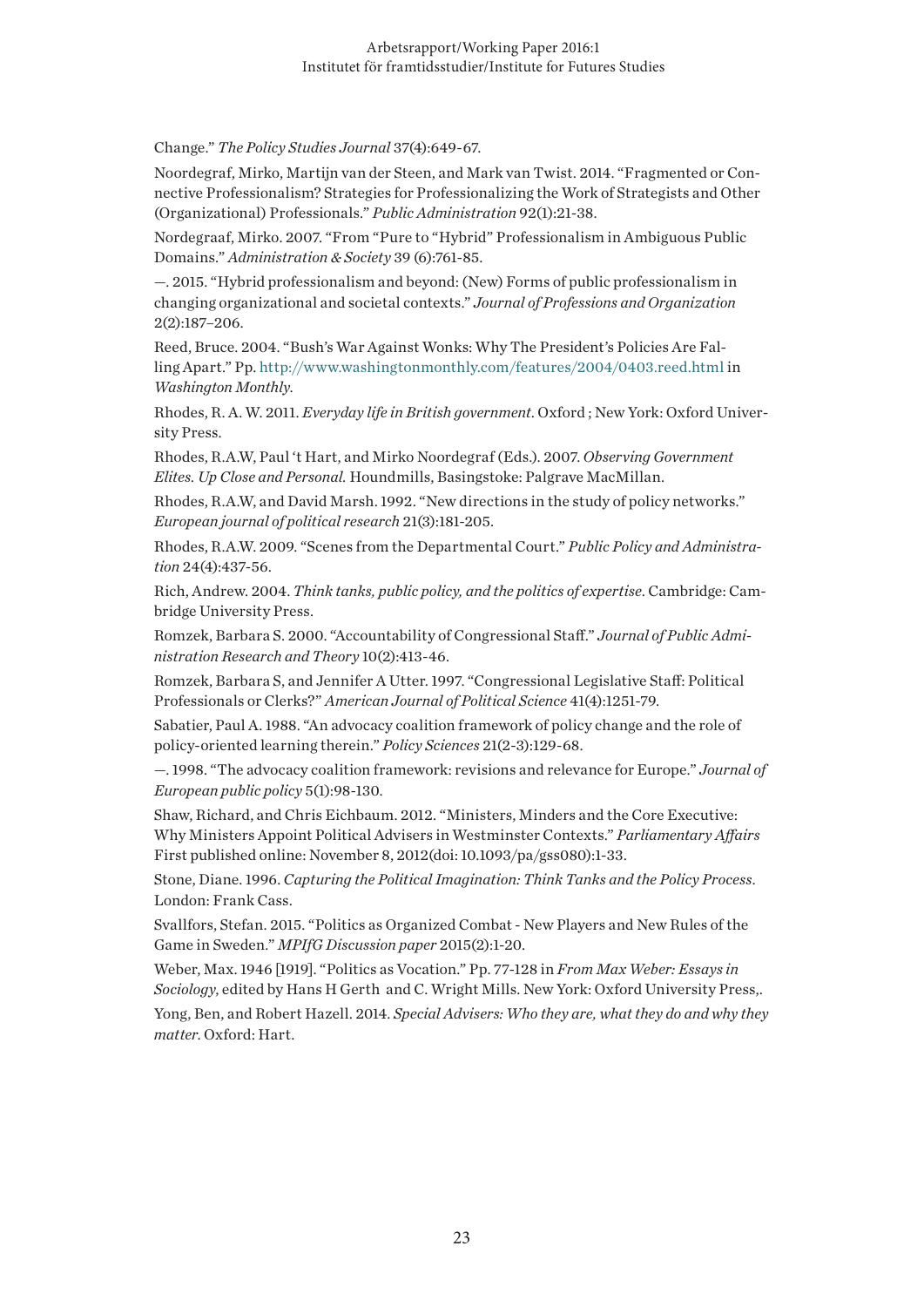Change." *The Policy Studies Journal* 37(4):649-67.

Noordegraf, Mirko, Martijn van der Steen, and Mark van Twist. 2014. "Fragmented or Connective Professionalism? Strategies for Professionalizing the Work of Strategists and Other (Organizational) Professionals." *Public Administration* 92(1):21-38.

Nordegraaf, Mirko. 2007. "From "Pure to "Hybrid" Professionalism in Ambiguous Public Domains." *Administration & Society* 39 (6):761-85.

—. 2015. "Hybrid professionalism and beyond: (New) Forms of public professionalism in changing organizational and societal contexts." *Journal of Professions and Organization* 2(2):187–206.

Reed, Bruce. 2004. "Bush's War Against Wonks: Why The President's Policies Are Falling Apart." Pp. http://www.washingtonmonthly.com/features/2004/0403.reed.html in *Washington Monthly*.

Rhodes, R. A. W. 2011. *Everyday life in British government*. Oxford ; New York: Oxford University Press.

Rhodes, R.A.W, Paul 't Hart, and Mirko Noordegraf (Eds.). 2007. *Observing Government Elites. Up Close and Personal.* Houndmills, Basingstoke: Palgrave MacMillan.

Rhodes, R.A.W, and David Marsh. 1992. "New directions in the study of policy networks." *European journal of political research* 21(3):181-205.

Rhodes, R.A.W. 2009. "Scenes from the Departmental Court." *Public Policy and Administration* 24(4):437-56.

Rich, Andrew. 2004. *Think tanks, public policy, and the politics of expertise*. Cambridge: Cambridge University Press.

Romzek, Barbara S. 2000. "Accountability of Congressional Staff." *Journal of Public Administration Research and Theory* 10(2):413-46.

Romzek, Barbara S, and Jennifer A Utter. 1997. "Congressional Legislative Staff: Political Professionals or Clerks?" *American Journal of Political Science* 41(4):1251-79.

Sabatier, Paul A. 1988. "An advocacy coalition framework of policy change and the role of policy-oriented learning therein." *Policy Sciences* 21(2-3):129-68.

—. 1998. "The advocacy coalition framework: revisions and relevance for Europe." *Journal of European public policy* 5(1):98-130.

Shaw, Richard, and Chris Eichbaum. 2012. "Ministers, Minders and the Core Executive: Why Ministers Appoint Political Advisers in Westminster Contexts." *Parliamentary Affairs* First published online: November 8, 2012(doi: 10.1093/pa/gss080):1-33.

Stone, Diane. 1996. *Capturing the Political Imagination: Think Tanks and the Policy Process*. London: Frank Cass.

Svallfors, Stefan. 2015. "Politics as Organized Combat - New Players and New Rules of the Game in Sweden." *MPIfG Discussion paper* 2015(2):1-20.

Weber, Max. 1946 [1919]. "Politics as Vocation." Pp. 77-128 in *From Max Weber: Essays in Sociology*, edited by Hans H Gerth and C. Wright Mills. New York: Oxford University Press,.

Yong, Ben, and Robert Hazell. 2014. *Special Advisers: Who they are, what they do and why they matter*. Oxford: Hart.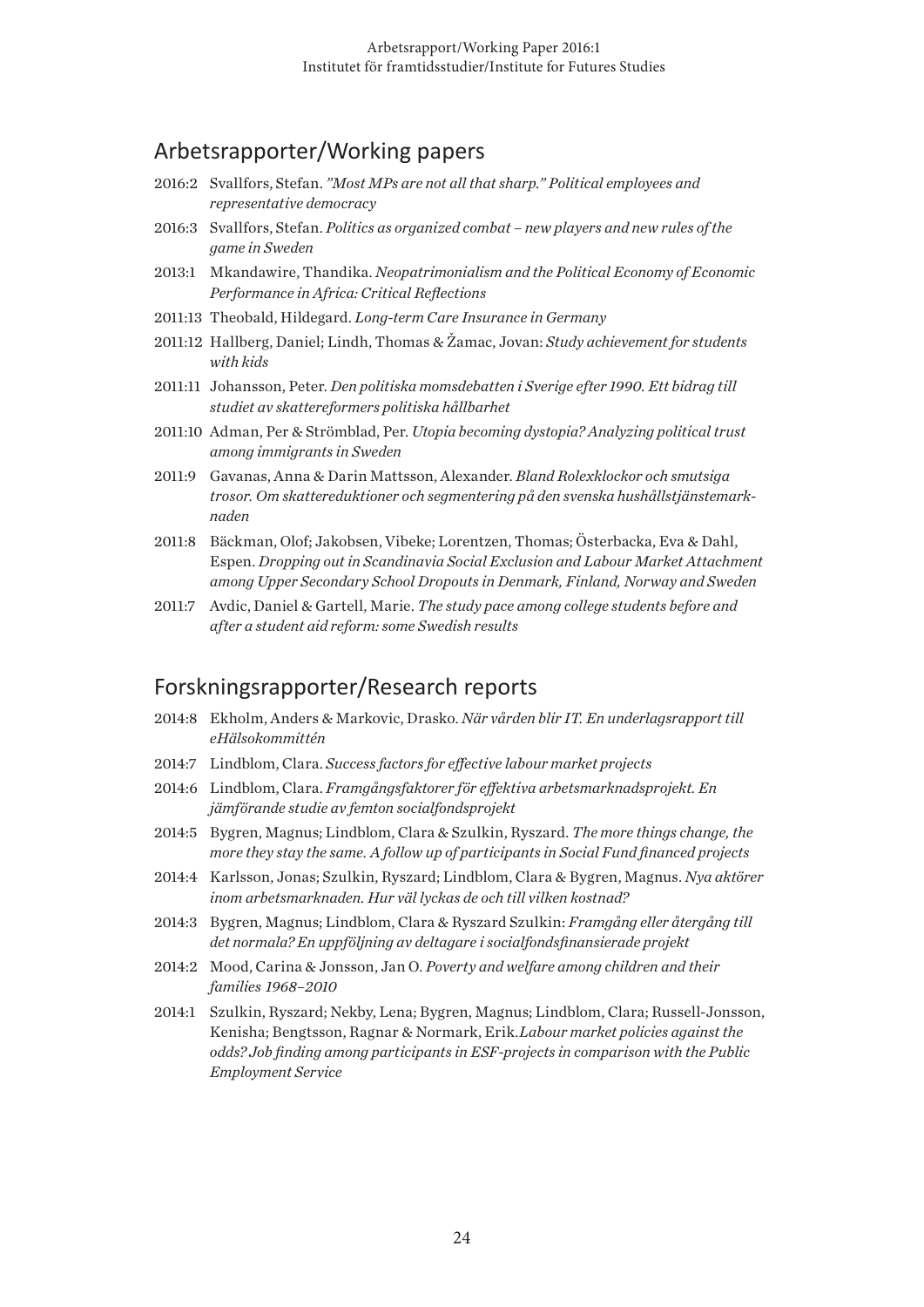## Arbetsrapporter/Working papers

- 2016:2 Svallfors, Stefan. *"Most MPs are not all that sharp." Political employees and representative democracy*
- 2016:3 Svallfors, Stefan. *Politics as organized combat – new players and new rules of the game in Sweden*
- 2013:1 Mkandawire, Thandika. *Neopatrimonialism and the Political Economy of Economic Performance in Africa: Critical Reflections*
- 2011:13 Theobald, Hildegard. *Long-term Care Insurance in Germany*
- 2011:12 Hallberg, Daniel; Lindh, Thomas & Žamac, Jovan: *Study achievement for students with kids*
- 2011:11 Johansson, Peter. *Den politiska momsdebatten i Sverige efter 1990. Ett bidrag till studiet av skattereformers politiska hållbarhet*
- 2011:10 Adman, Per & Strömblad, Per. *Utopia becoming dystopia? Analyzing political trust among immigrants in Sweden*
- 2011:9 Gavanas, Anna & Darin Mattsson, Alexander. *Bland Rolexklockor och smutsiga trosor. Om skattereduktioner och segmentering på den svenska hushållstjänstemarknaden*
- 2011:8 Bäckman, Olof; Jakobsen, Vibeke; Lorentzen, Thomas; Österbacka, Eva & Dahl, Espen. *Dropping out in Scandinavia Social Exclusion and Labour Market Attachment among Upper Secondary School Dropouts in Denmark, Finland, Norway and Sweden*
- 2011:7 Avdic, Daniel & Gartell, Marie. *The study pace among college students before and after a student aid reform: some Swedish results*

## Forskningsrapporter/Research reports

- 2014:8 Ekholm, Anders & Markovic, Drasko. *När vården blir IT. En underlagsrapport till eHälsokommittén*
- 2014:7 Lindblom, Clara. *Success factors for effective labour market projects*
- 2014:6 Lindblom, Clara. *Framgångsfaktorer för effektiva arbetsmarknadsprojekt. En jämförande studie av femton socialfondsprojekt*
- 2014:5 Bygren, Magnus; Lindblom, Clara & Szulkin, Ryszard. *The more things change, the more they stay the same. A follow up of participants in Social Fund financed projects*
- 2014:4 Karlsson, Jonas; Szulkin, Ryszard; Lindblom, Clara & Bygren, Magnus. *Nya aktörer inom arbetsmarknaden. Hur väl lyckas de och till vilken kostnad?*
- 2014:3 Bygren, Magnus; Lindblom, Clara & Ryszard Szulkin: *Framgång eller återgång till det normala? En uppföljning av deltagare i socialfondsfinansierade projekt*
- 2014:2 Mood, Carina & Jonsson, Jan O. *Poverty and welfare among children and their families 1968–2010*
- 2014:1 Szulkin, Ryszard; Nekby, Lena; Bygren, Magnus; Lindblom, Clara; Russell-Jonsson, Kenisha; Bengtsson, Ragnar & Normark, Erik.*Labour market policies against the odds? Job finding among participants in ESF-projects in comparison with the Public Employment Service*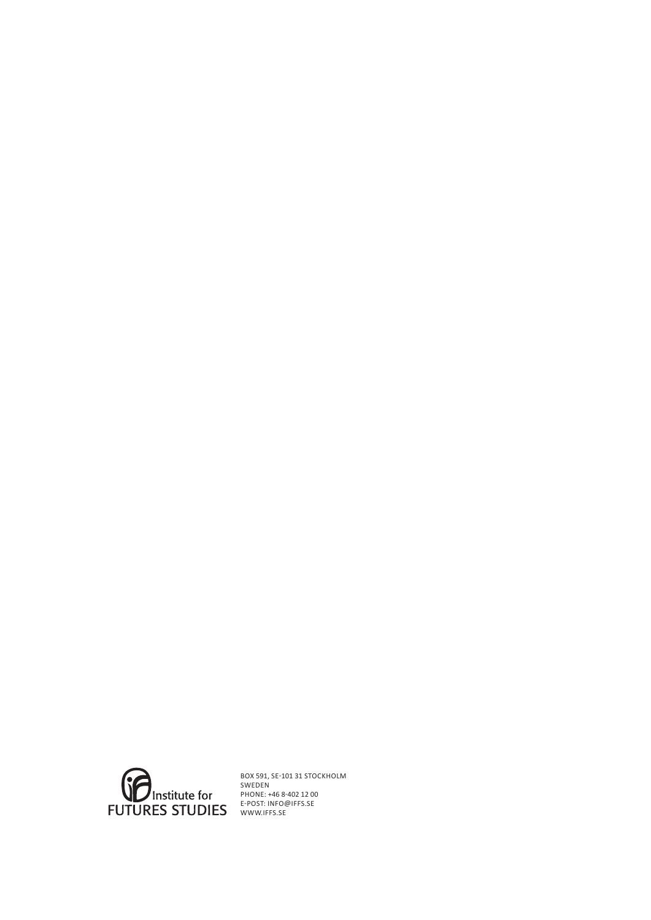Institute for
FUTURES STUDIES

BOX 591, SE-101 31 STOCKHOLM
SWEDEN
PHONE: +46 8-402 12 00
E-POST: INFO@IFFS.SE
WWW.IFFS.SE